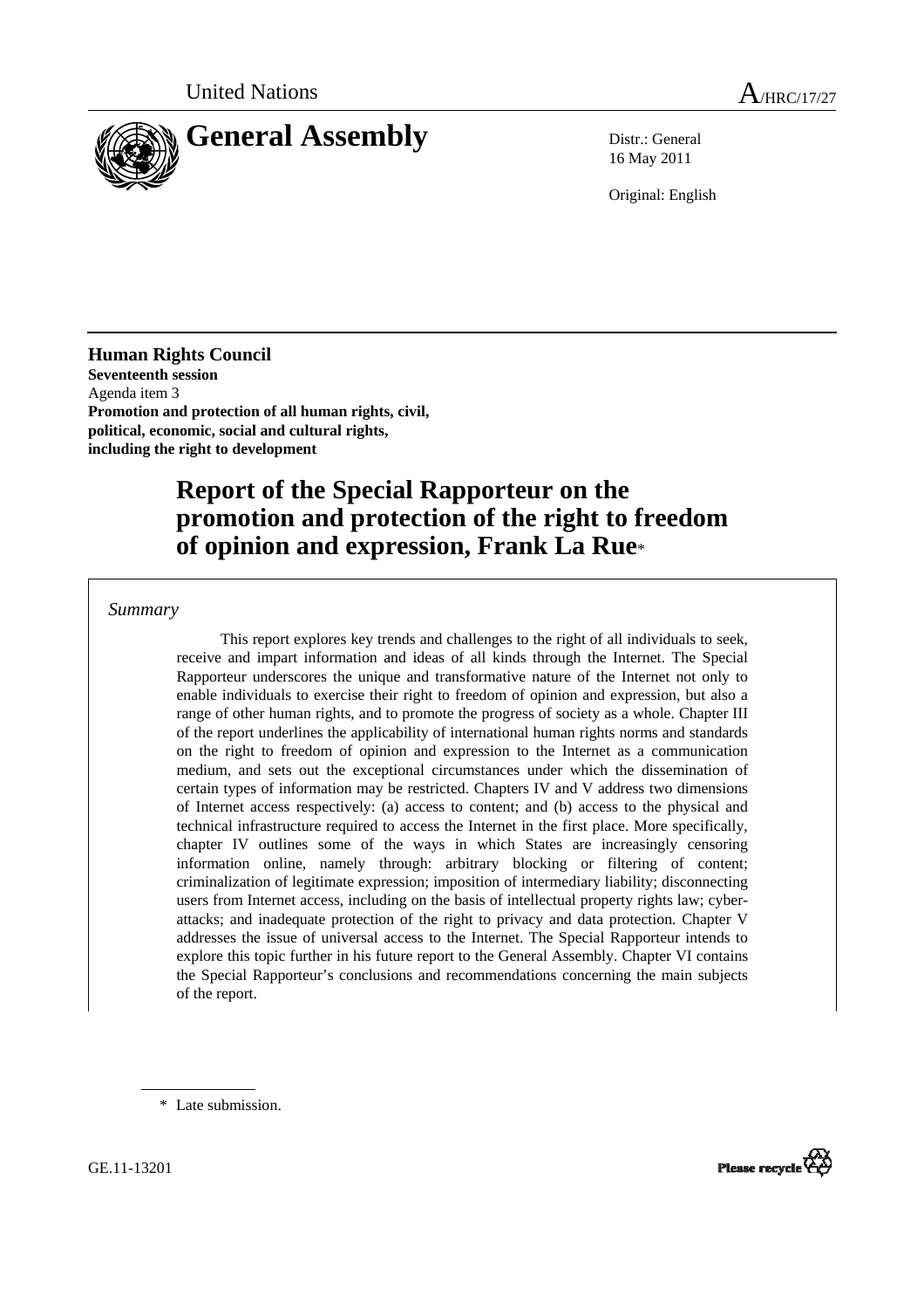United Nations

# General Assembly

A/HRC/17/27

Distr.: General
16 May 2011

Original: English

**Human Rights Council**
**Seventeenth session**
Agenda item 3
**Promotion and protection of all human rights, civil, political, economic, social and cultural rights, including the right to development**

# Report of the Special Rapporteur on the promotion and protection of the right to freedom of opinion and expression, Frank La Rue*

*Summary*

This report explores key trends and challenges to the right of all individuals to seek, receive and impart information and ideas of all kinds through the Internet. The Special Rapporteur underscores the unique and transformative nature of the Internet not only to enable individuals to exercise their right to freedom of opinion and expression, but also a range of other human rights, and to promote the progress of society as a whole. Chapter III of the report underlines the applicability of international human rights norms and standards on the right to freedom of opinion and expression to the Internet as a communication medium, and sets out the exceptional circumstances under which the dissemination of certain types of information may be restricted. Chapters IV and V address two dimensions of Internet access respectively: (a) access to content; and (b) access to the physical and technical infrastructure required to access the Internet in the first place. More specifically, chapter IV outlines some of the ways in which States are increasingly censoring information online, namely through: arbitrary blocking or filtering of content; criminalization of legitimate expression; imposition of intermediary liability; disconnecting users from Internet access, including on the basis of intellectual property rights law; cyber-attacks; and inadequate protection of the right to privacy and data protection. Chapter V addresses the issue of universal access to the Internet. The Special Rapporteur intends to explore this topic further in his future report to the General Assembly. Chapter VI contains the Special Rapporteur's conclusions and recommendations concerning the main subjects of the report.

\* Late submission.

GE.11-13201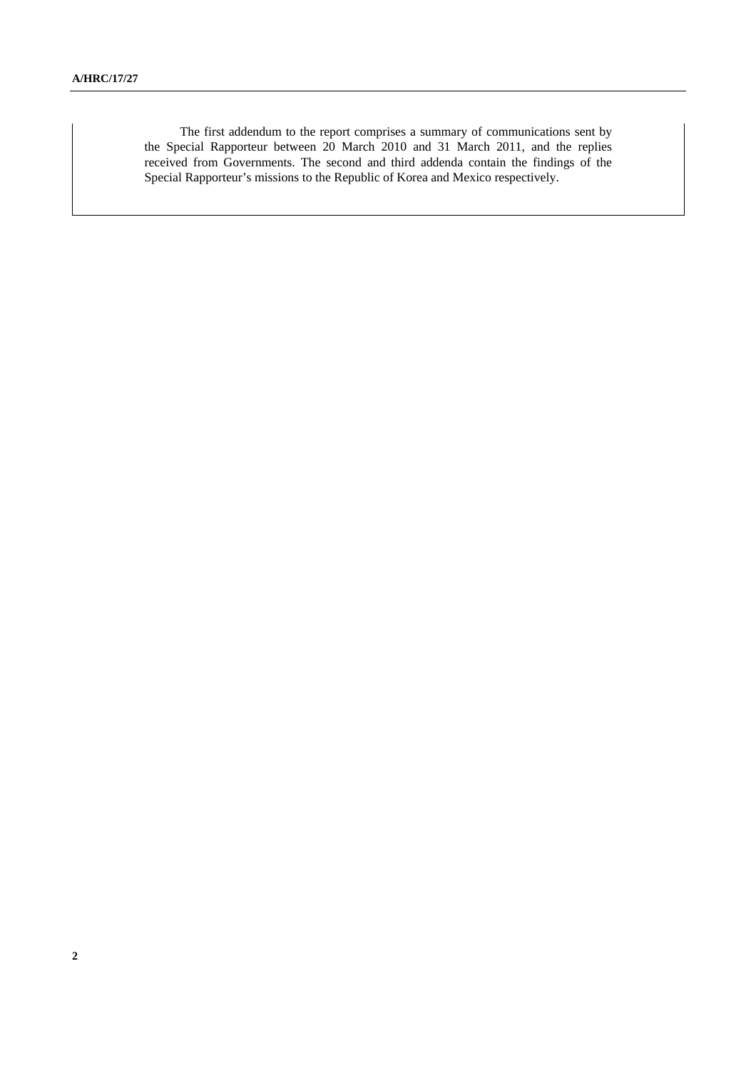The first addendum to the report comprises a summary of communications sent by the Special Rapporteur between 20 March 2010 and 31 March 2011, and the replies received from Governments. The second and third addenda contain the findings of the Special Rapporteur's missions to the Republic of Korea and Mexico respectively.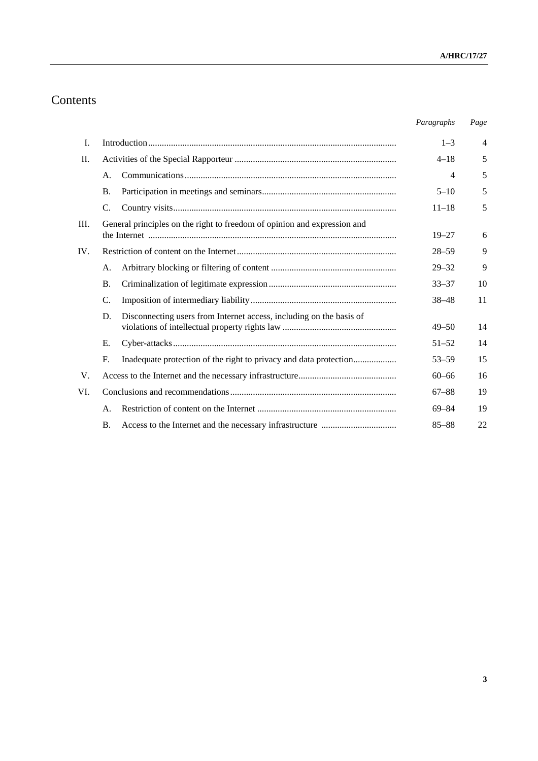# Contents

| | | | *Paragraphs* | *Page* |
|---|---|---|---|---|
| I. | Introduction | | 1–3 | 4 |
| II. | Activities of the Special Rapporteur | | 4–18 | 5 |
| | A. | Communications | 4 | 5 |
| | B. | Participation in meetings and seminars | 5–10 | 5 |
| | C. | Country visits | 11–18 | 5 |
| III. | General principles on the right to freedom of opinion and expression and the Internet | | 19–27 | 6 |
| IV. | Restriction of content on the Internet | | 28–59 | 9 |
| | A. | Arbitrary blocking or filtering of content | 29–32 | 9 |
| | B. | Criminalization of legitimate expression | 33–37 | 10 |
| | C. | Imposition of intermediary liability | 38–48 | 11 |
| | D. | Disconnecting users from Internet access, including on the basis of violations of intellectual property rights law | 49–50 | 14 |
| | E. | Cyber-attacks | 51–52 | 14 |
| | F. | Inadequate protection of the right to privacy and data protection | 53–59 | 15 |
| V. | Access to the Internet and the necessary infrastructure | | 60–66 | 16 |
| VI. | Conclusions and recommendations | | 67–88 | 19 |
| | A. | Restriction of content on the Internet | 69–84 | 19 |
| | B. | Access to the Internet and the necessary infrastructure | 85–88 | 22 |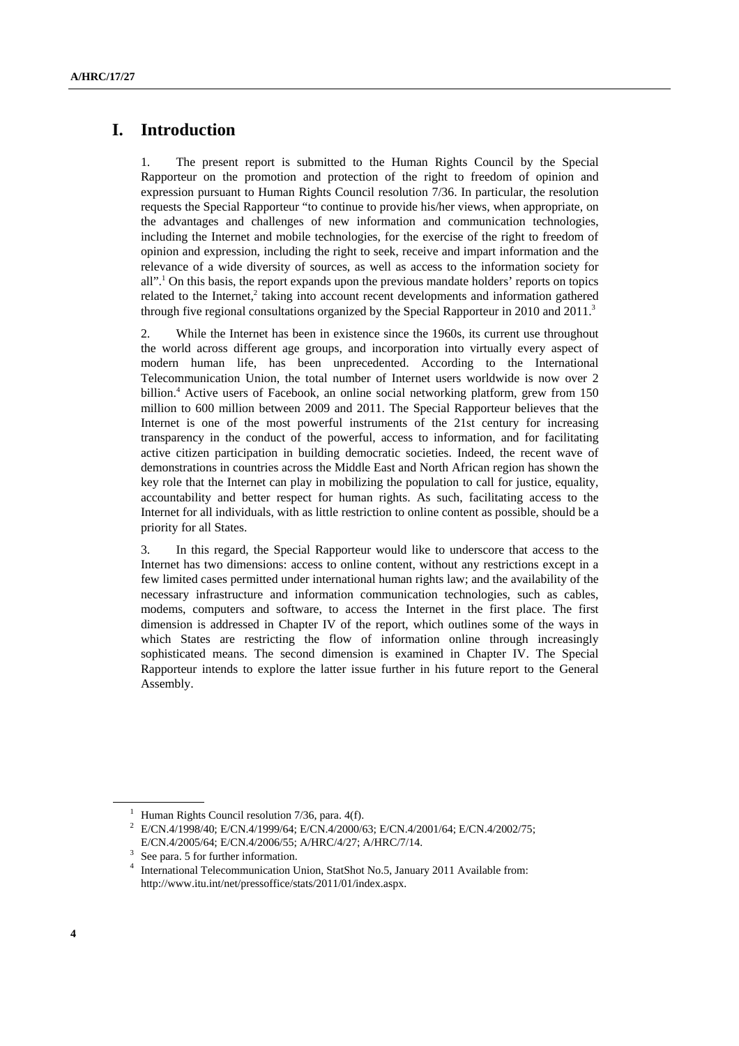# I. Introduction

1. The present report is submitted to the Human Rights Council by the Special Rapporteur on the promotion and protection of the right to freedom of opinion and expression pursuant to Human Rights Council resolution 7/36. In particular, the resolution requests the Special Rapporteur "to continue to provide his/her views, when appropriate, on the advantages and challenges of new information and communication technologies, including the Internet and mobile technologies, for the exercise of the right to freedom of opinion and expression, including the right to seek, receive and impart information and the relevance of a wide diversity of sources, as well as access to the information society for all".[1] On this basis, the report expands upon the previous mandate holders' reports on topics related to the Internet,[2] taking into account recent developments and information gathered through five regional consultations organized by the Special Rapporteur in 2010 and 2011.[3]

2. While the Internet has been in existence since the 1960s, its current use throughout the world across different age groups, and incorporation into virtually every aspect of modern human life, has been unprecedented. According to the International Telecommunication Union, the total number of Internet users worldwide is now over 2 billion.[4] Active users of Facebook, an online social networking platform, grew from 150 million to 600 million between 2009 and 2011. The Special Rapporteur believes that the Internet is one of the most powerful instruments of the 21st century for increasing transparency in the conduct of the powerful, access to information, and for facilitating active citizen participation in building democratic societies. Indeed, the recent wave of demonstrations in countries across the Middle East and North African region has shown the key role that the Internet can play in mobilizing the population to call for justice, equality, accountability and better respect for human rights. As such, facilitating access to the Internet for all individuals, with as little restriction to online content as possible, should be a priority for all States.

3. In this regard, the Special Rapporteur would like to underscore that access to the Internet has two dimensions: access to online content, without any restrictions except in a few limited cases permitted under international human rights law; and the availability of the necessary infrastructure and information communication technologies, such as cables, modems, computers and software, to access the Internet in the first place. The first dimension is addressed in Chapter IV of the report, which outlines some of the ways in which States are restricting the flow of information online through increasingly sophisticated means. The second dimension is examined in Chapter IV. The Special Rapporteur intends to explore the latter issue further in his future report to the General Assembly.

---

[1] Human Rights Council resolution 7/36, para. 4(f).

[2] E/CN.4/1998/40; E/CN.4/1999/64; E/CN.4/2000/63; E/CN.4/2001/64; E/CN.4/2002/75; E/CN.4/2005/64; E/CN.4/2006/55; A/HRC/4/27; A/HRC/7/14.

[3] See para. 5 for further information.

[4] International Telecommunication Union, StatShot No.5, January 2011 Available from: http://www.itu.int/net/pressoffice/stats/2011/01/index.aspx.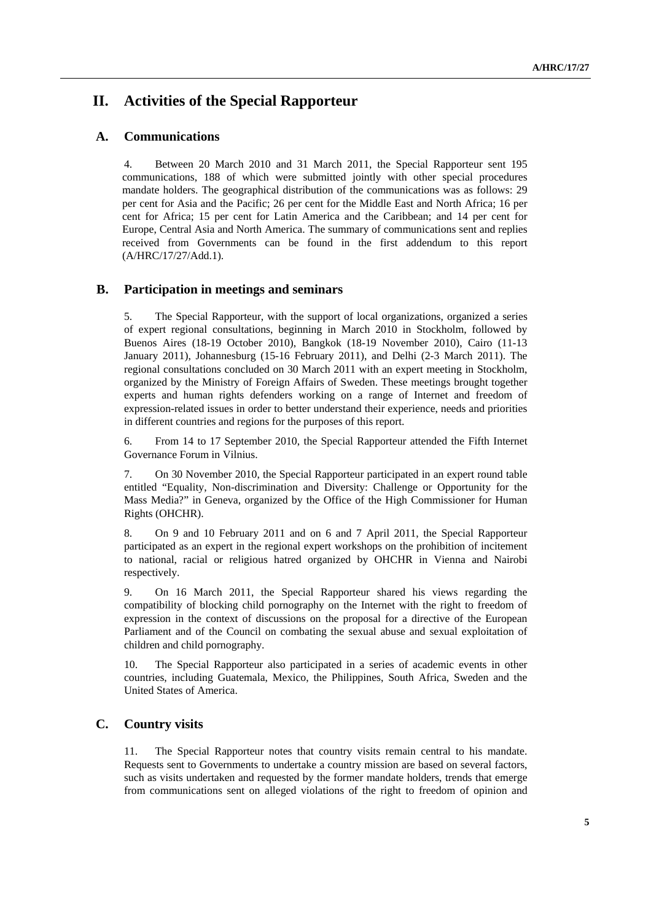# II. Activities of the Special Rapporteur

## A. Communications

4. Between 20 March 2010 and 31 March 2011, the Special Rapporteur sent 195 communications, 188 of which were submitted jointly with other special procedures mandate holders. The geographical distribution of the communications was as follows: 29 per cent for Asia and the Pacific; 26 per cent for the Middle East and North Africa; 16 per cent for Africa; 15 per cent for Latin America and the Caribbean; and 14 per cent for Europe, Central Asia and North America. The summary of communications sent and replies received from Governments can be found in the first addendum to this report (A/HRC/17/27/Add.1).

## B. Participation in meetings and seminars

5. The Special Rapporteur, with the support of local organizations, organized a series of expert regional consultations, beginning in March 2010 in Stockholm, followed by Buenos Aires (18-19 October 2010), Bangkok (18-19 November 2010), Cairo (11-13 January 2011), Johannesburg (15-16 February 2011), and Delhi (2-3 March 2011). The regional consultations concluded on 30 March 2011 with an expert meeting in Stockholm, organized by the Ministry of Foreign Affairs of Sweden. These meetings brought together experts and human rights defenders working on a range of Internet and freedom of expression-related issues in order to better understand their experience, needs and priorities in different countries and regions for the purposes of this report.

6. From 14 to 17 September 2010, the Special Rapporteur attended the Fifth Internet Governance Forum in Vilnius.

7. On 30 November 2010, the Special Rapporteur participated in an expert round table entitled "Equality, Non-discrimination and Diversity: Challenge or Opportunity for the Mass Media?" in Geneva, organized by the Office of the High Commissioner for Human Rights (OHCHR).

8. On 9 and 10 February 2011 and on 6 and 7 April 2011, the Special Rapporteur participated as an expert in the regional expert workshops on the prohibition of incitement to national, racial or religious hatred organized by OHCHR in Vienna and Nairobi respectively.

9. On 16 March 2011, the Special Rapporteur shared his views regarding the compatibility of blocking child pornography on the Internet with the right to freedom of expression in the context of discussions on the proposal for a directive of the European Parliament and of the Council on combating the sexual abuse and sexual exploitation of children and child pornography.

10. The Special Rapporteur also participated in a series of academic events in other countries, including Guatemala, Mexico, the Philippines, South Africa, Sweden and the United States of America.

## C. Country visits

11. The Special Rapporteur notes that country visits remain central to his mandate. Requests sent to Governments to undertake a country mission are based on several factors, such as visits undertaken and requested by the former mandate holders, trends that emerge from communications sent on alleged violations of the right to freedom of opinion and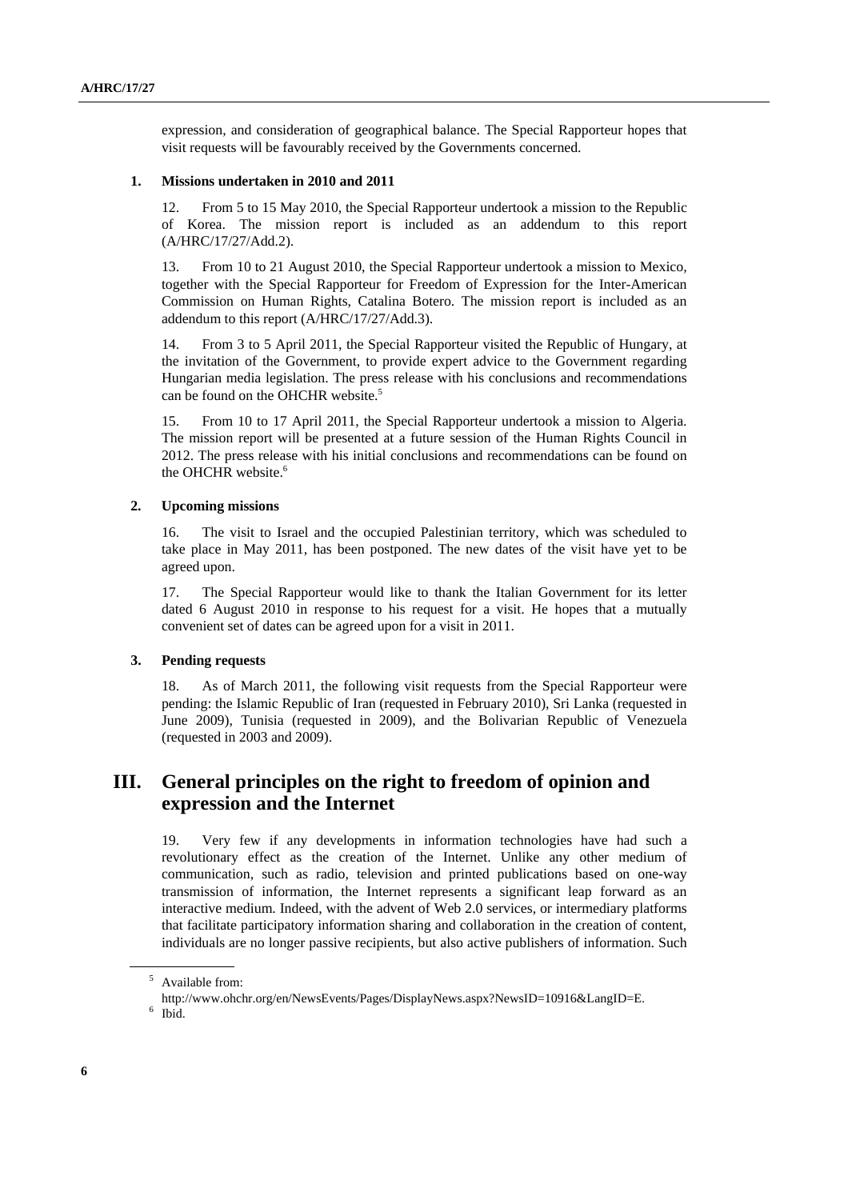expression, and consideration of geographical balance. The Special Rapporteur hopes that visit requests will be favourably received by the Governments concerned.

### 1. Missions undertaken in 2010 and 2011

12. From 5 to 15 May 2010, the Special Rapporteur undertook a mission to the Republic of Korea. The mission report is included as an addendum to this report (A/HRC/17/27/Add.2).

13. From 10 to 21 August 2010, the Special Rapporteur undertook a mission to Mexico, together with the Special Rapporteur for Freedom of Expression for the Inter-American Commission on Human Rights, Catalina Botero. The mission report is included as an addendum to this report (A/HRC/17/27/Add.3).

14. From 3 to 5 April 2011, the Special Rapporteur visited the Republic of Hungary, at the invitation of the Government, to provide expert advice to the Government regarding Hungarian media legislation. The press release with his conclusions and recommendations can be found on the OHCHR website.[5]

15. From 10 to 17 April 2011, the Special Rapporteur undertook a mission to Algeria. The mission report will be presented at a future session of the Human Rights Council in 2012. The press release with his initial conclusions and recommendations can be found on the OHCHR website.[6]

### 2. Upcoming missions

16. The visit to Israel and the occupied Palestinian territory, which was scheduled to take place in May 2011, has been postponed. The new dates of the visit have yet to be agreed upon.

17. The Special Rapporteur would like to thank the Italian Government for its letter dated 6 August 2010 in response to his request for a visit. He hopes that a mutually convenient set of dates can be agreed upon for a visit in 2011.

### 3. Pending requests

18. As of March 2011, the following visit requests from the Special Rapporteur were pending: the Islamic Republic of Iran (requested in February 2010), Sri Lanka (requested in June 2009), Tunisia (requested in 2009), and the Bolivarian Republic of Venezuela (requested in 2003 and 2009).

## III. General principles on the right to freedom of opinion and expression and the Internet

19. Very few if any developments in information technologies have had such a revolutionary effect as the creation of the Internet. Unlike any other medium of communication, such as radio, television and printed publications based on one-way transmission of information, the Internet represents a significant leap forward as an interactive medium. Indeed, with the advent of Web 2.0 services, or intermediary platforms that facilitate participatory information sharing and collaboration in the creation of content, individuals are no longer passive recipients, but also active publishers of information. Such

---

[5] Available from: http://www.ohchr.org/en/NewsEvents/Pages/DisplayNews.aspx?NewsID=10916&LangID=E.

[6] Ibid.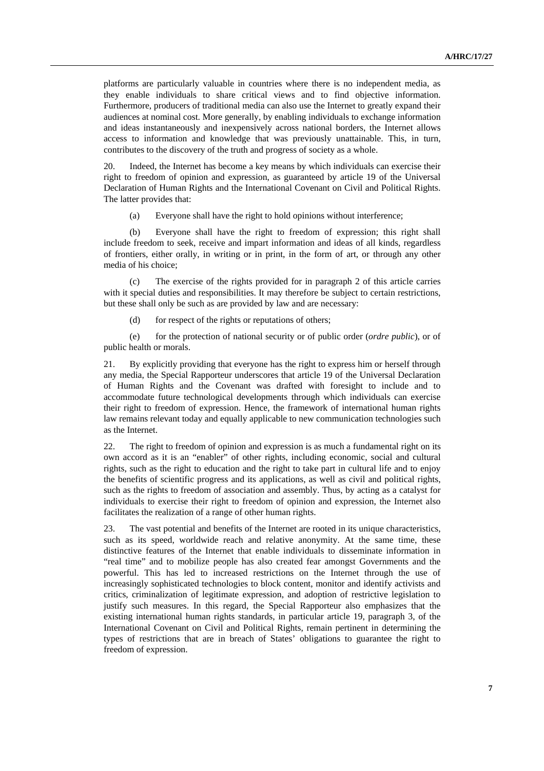platforms are particularly valuable in countries where there is no independent media, as they enable individuals to share critical views and to find objective information. Furthermore, producers of traditional media can also use the Internet to greatly expand their audiences at nominal cost. More generally, by enabling individuals to exchange information and ideas instantaneously and inexpensively across national borders, the Internet allows access to information and knowledge that was previously unattainable. This, in turn, contributes to the discovery of the truth and progress of society as a whole.

20. Indeed, the Internet has become a key means by which individuals can exercise their right to freedom of opinion and expression, as guaranteed by article 19 of the Universal Declaration of Human Rights and the International Covenant on Civil and Political Rights. The latter provides that:

(a) Everyone shall have the right to hold opinions without interference;

(b) Everyone shall have the right to freedom of expression; this right shall include freedom to seek, receive and impart information and ideas of all kinds, regardless of frontiers, either orally, in writing or in print, in the form of art, or through any other media of his choice;

(c) The exercise of the rights provided for in paragraph 2 of this article carries with it special duties and responsibilities. It may therefore be subject to certain restrictions, but these shall only be such as are provided by law and are necessary:

(d) for respect of the rights or reputations of others;

(e) for the protection of national security or of public order (*ordre public*), or of public health or morals.

21. By explicitly providing that everyone has the right to express him or herself through any media, the Special Rapporteur underscores that article 19 of the Universal Declaration of Human Rights and the Covenant was drafted with foresight to include and to accommodate future technological developments through which individuals can exercise their right to freedom of expression. Hence, the framework of international human rights law remains relevant today and equally applicable to new communication technologies such as the Internet.

22. The right to freedom of opinion and expression is as much a fundamental right on its own accord as it is an "enabler" of other rights, including economic, social and cultural rights, such as the right to education and the right to take part in cultural life and to enjoy the benefits of scientific progress and its applications, as well as civil and political rights, such as the rights to freedom of association and assembly. Thus, by acting as a catalyst for individuals to exercise their right to freedom of opinion and expression, the Internet also facilitates the realization of a range of other human rights.

23. The vast potential and benefits of the Internet are rooted in its unique characteristics, such as its speed, worldwide reach and relative anonymity. At the same time, these distinctive features of the Internet that enable individuals to disseminate information in "real time" and to mobilize people has also created fear amongst Governments and the powerful. This has led to increased restrictions on the Internet through the use of increasingly sophisticated technologies to block content, monitor and identify activists and critics, criminalization of legitimate expression, and adoption of restrictive legislation to justify such measures. In this regard, the Special Rapporteur also emphasizes that the existing international human rights standards, in particular article 19, paragraph 3, of the International Covenant on Civil and Political Rights, remain pertinent in determining the types of restrictions that are in breach of States' obligations to guarantee the right to freedom of expression.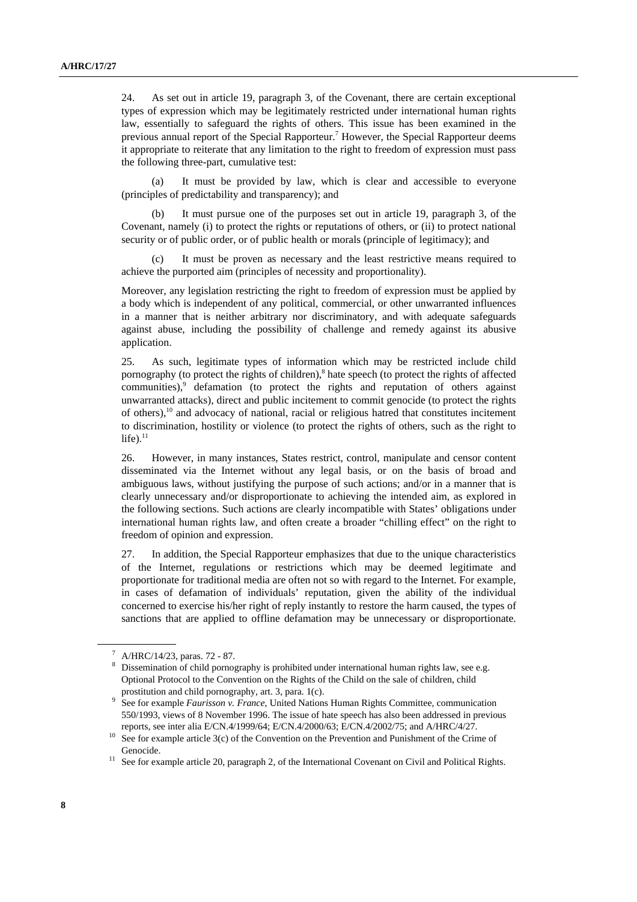24. As set out in article 19, paragraph 3, of the Covenant, there are certain exceptional types of expression which may be legitimately restricted under international human rights law, essentially to safeguard the rights of others. This issue has been examined in the previous annual report of the Special Rapporteur.[7] However, the Special Rapporteur deems it appropriate to reiterate that any limitation to the right to freedom of expression must pass the following three-part, cumulative test:

(a) It must be provided by law, which is clear and accessible to everyone (principles of predictability and transparency); and

(b) It must pursue one of the purposes set out in article 19, paragraph 3, of the Covenant, namely (i) to protect the rights or reputations of others, or (ii) to protect national security or of public order, or of public health or morals (principle of legitimacy); and

(c) It must be proven as necessary and the least restrictive means required to achieve the purported aim (principles of necessity and proportionality).

Moreover, any legislation restricting the right to freedom of expression must be applied by a body which is independent of any political, commercial, or other unwarranted influences in a manner that is neither arbitrary nor discriminatory, and with adequate safeguards against abuse, including the possibility of challenge and remedy against its abusive application.

25. As such, legitimate types of information which may be restricted include child pornography (to protect the rights of children),[8] hate speech (to protect the rights of affected communities),[9] defamation (to protect the rights and reputation of others against unwarranted attacks), direct and public incitement to commit genocide (to protect the rights of others),[10] and advocacy of national, racial or religious hatred that constitutes incitement to discrimination, hostility or violence (to protect the rights of others, such as the right to life).[11]

26. However, in many instances, States restrict, control, manipulate and censor content disseminated via the Internet without any legal basis, or on the basis of broad and ambiguous laws, without justifying the purpose of such actions; and/or in a manner that is clearly unnecessary and/or disproportionate to achieving the intended aim, as explored in the following sections. Such actions are clearly incompatible with States' obligations under international human rights law, and often create a broader "chilling effect" on the right to freedom of opinion and expression.

27. In addition, the Special Rapporteur emphasizes that due to the unique characteristics of the Internet, regulations or restrictions which may be deemed legitimate and proportionate for traditional media are often not so with regard to the Internet. For example, in cases of defamation of individuals' reputation, given the ability of the individual concerned to exercise his/her right of reply instantly to restore the harm caused, the types of sanctions that are applied to offline defamation may be unnecessary or disproportionate.

---

[7] A/HRC/14/23, paras. 72 - 87.

[8] Dissemination of child pornography is prohibited under international human rights law, see e.g. Optional Protocol to the Convention on the Rights of the Child on the sale of children, child prostitution and child pornography, art. 3, para. 1(c).

[9] See for example *Faurisson v. France*, United Nations Human Rights Committee, communication 550/1993, views of 8 November 1996. The issue of hate speech has also been addressed in previous reports, see inter alia E/CN.4/1999/64; E/CN.4/2000/63; E/CN.4/2002/75; and A/HRC/4/27.

[10] See for example article 3(c) of the Convention on the Prevention and Punishment of the Crime of Genocide.

[11] See for example article 20, paragraph 2, of the International Covenant on Civil and Political Rights.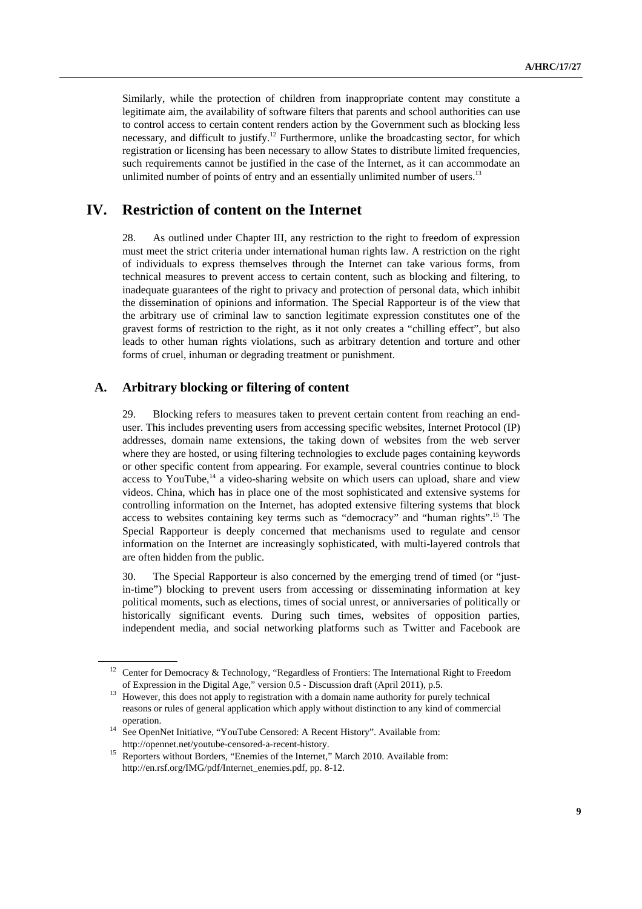Similarly, while the protection of children from inappropriate content may constitute a legitimate aim, the availability of software filters that parents and school authorities can use to control access to certain content renders action by the Government such as blocking less necessary, and difficult to justify.[12] Furthermore, unlike the broadcasting sector, for which registration or licensing has been necessary to allow States to distribute limited frequencies, such requirements cannot be justified in the case of the Internet, as it can accommodate an unlimited number of points of entry and an essentially unlimited number of users.[13]

# IV. Restriction of content on the Internet

28. As outlined under Chapter III, any restriction to the right to freedom of expression must meet the strict criteria under international human rights law. A restriction on the right of individuals to express themselves through the Internet can take various forms, from technical measures to prevent access to certain content, such as blocking and filtering, to inadequate guarantees of the right to privacy and protection of personal data, which inhibit the dissemination of opinions and information. The Special Rapporteur is of the view that the arbitrary use of criminal law to sanction legitimate expression constitutes one of the gravest forms of restriction to the right, as it not only creates a "chilling effect", but also leads to other human rights violations, such as arbitrary detention and torture and other forms of cruel, inhuman or degrading treatment or punishment.

## A. Arbitrary blocking or filtering of content

29. Blocking refers to measures taken to prevent certain content from reaching an end-user. This includes preventing users from accessing specific websites, Internet Protocol (IP) addresses, domain name extensions, the taking down of websites from the web server where they are hosted, or using filtering technologies to exclude pages containing keywords or other specific content from appearing. For example, several countries continue to block access to YouTube,[14] a video-sharing website on which users can upload, share and view videos. China, which has in place one of the most sophisticated and extensive systems for controlling information on the Internet, has adopted extensive filtering systems that block access to websites containing key terms such as "democracy" and "human rights".[15] The Special Rapporteur is deeply concerned that mechanisms used to regulate and censor information on the Internet are increasingly sophisticated, with multi-layered controls that are often hidden from the public.

30. The Special Rapporteur is also concerned by the emerging trend of timed (or "just-in-time") blocking to prevent users from accessing or disseminating information at key political moments, such as elections, times of social unrest, or anniversaries of politically or historically significant events. During such times, websites of opposition parties, independent media, and social networking platforms such as Twitter and Facebook are

---

[12] Center for Democracy & Technology, "Regardless of Frontiers: The International Right to Freedom of Expression in the Digital Age," version 0.5 - Discussion draft (April 2011), p.5.

[13] However, this does not apply to registration with a domain name authority for purely technical reasons or rules of general application which apply without distinction to any kind of commercial operation.

[14] See OpenNet Initiative, "YouTube Censored: A Recent History". Available from: http://opennet.net/youtube-censored-a-recent-history.

[15] Reporters without Borders, "Enemies of the Internet," March 2010. Available from: http://en.rsf.org/IMG/pdf/Internet_enemies.pdf, pp. 8-12.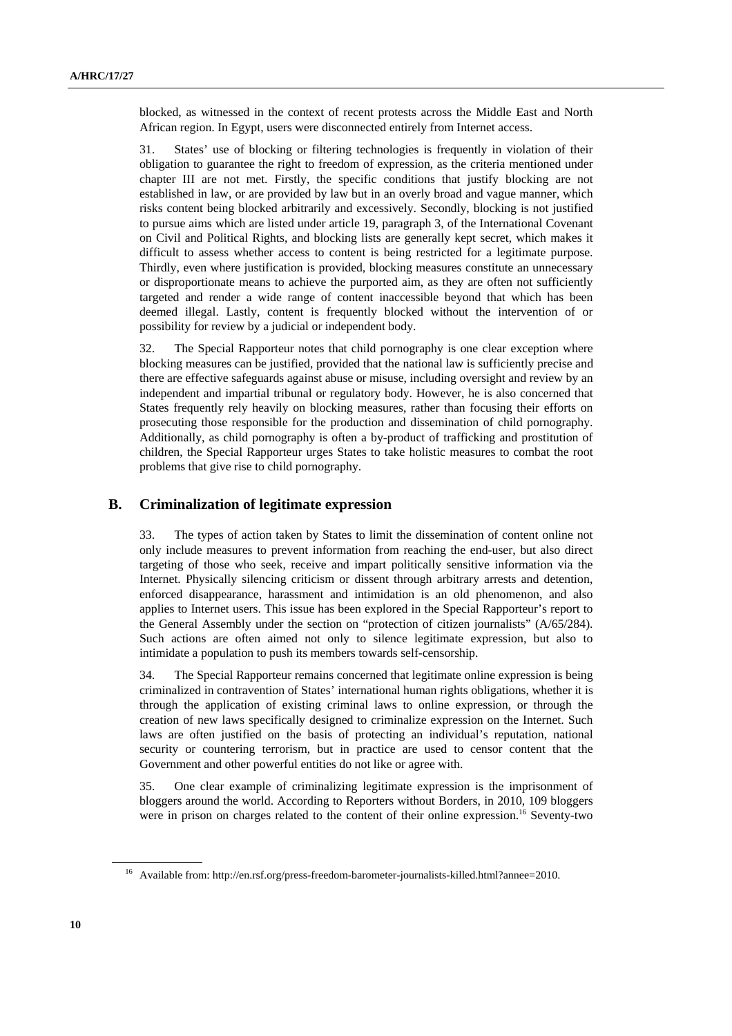blocked, as witnessed in the context of recent protests across the Middle East and North African region. In Egypt, users were disconnected entirely from Internet access.

31. States' use of blocking or filtering technologies is frequently in violation of their obligation to guarantee the right to freedom of expression, as the criteria mentioned under chapter III are not met. Firstly, the specific conditions that justify blocking are not established in law, or are provided by law but in an overly broad and vague manner, which risks content being blocked arbitrarily and excessively. Secondly, blocking is not justified to pursue aims which are listed under article 19, paragraph 3, of the International Covenant on Civil and Political Rights, and blocking lists are generally kept secret, which makes it difficult to assess whether access to content is being restricted for a legitimate purpose. Thirdly, even where justification is provided, blocking measures constitute an unnecessary or disproportionate means to achieve the purported aim, as they are often not sufficiently targeted and render a wide range of content inaccessible beyond that which has been deemed illegal. Lastly, content is frequently blocked without the intervention of or possibility for review by a judicial or independent body.

32. The Special Rapporteur notes that child pornography is one clear exception where blocking measures can be justified, provided that the national law is sufficiently precise and there are effective safeguards against abuse or misuse, including oversight and review by an independent and impartial tribunal or regulatory body. However, he is also concerned that States frequently rely heavily on blocking measures, rather than focusing their efforts on prosecuting those responsible for the production and dissemination of child pornography. Additionally, as child pornography is often a by-product of trafficking and prostitution of children, the Special Rapporteur urges States to take holistic measures to combat the root problems that give rise to child pornography.

## B. Criminalization of legitimate expression

33. The types of action taken by States to limit the dissemination of content online not only include measures to prevent information from reaching the end-user, but also direct targeting of those who seek, receive and impart politically sensitive information via the Internet. Physically silencing criticism or dissent through arbitrary arrests and detention, enforced disappearance, harassment and intimidation is an old phenomenon, and also applies to Internet users. This issue has been explored in the Special Rapporteur's report to the General Assembly under the section on "protection of citizen journalists" (A/65/284). Such actions are often aimed not only to silence legitimate expression, but also to intimidate a population to push its members towards self-censorship.

34. The Special Rapporteur remains concerned that legitimate online expression is being criminalized in contravention of States' international human rights obligations, whether it is through the application of existing criminal laws to online expression, or through the creation of new laws specifically designed to criminalize expression on the Internet. Such laws are often justified on the basis of protecting an individual's reputation, national security or countering terrorism, but in practice are used to censor content that the Government and other powerful entities do not like or agree with.

35. One clear example of criminalizing legitimate expression is the imprisonment of bloggers around the world. According to Reporters without Borders, in 2010, 109 bloggers were in prison on charges related to the content of their online expression.[16] Seventy-two

[16] Available from: http://en.rsf.org/press-freedom-barometer-journalists-killed.html?annee=2010.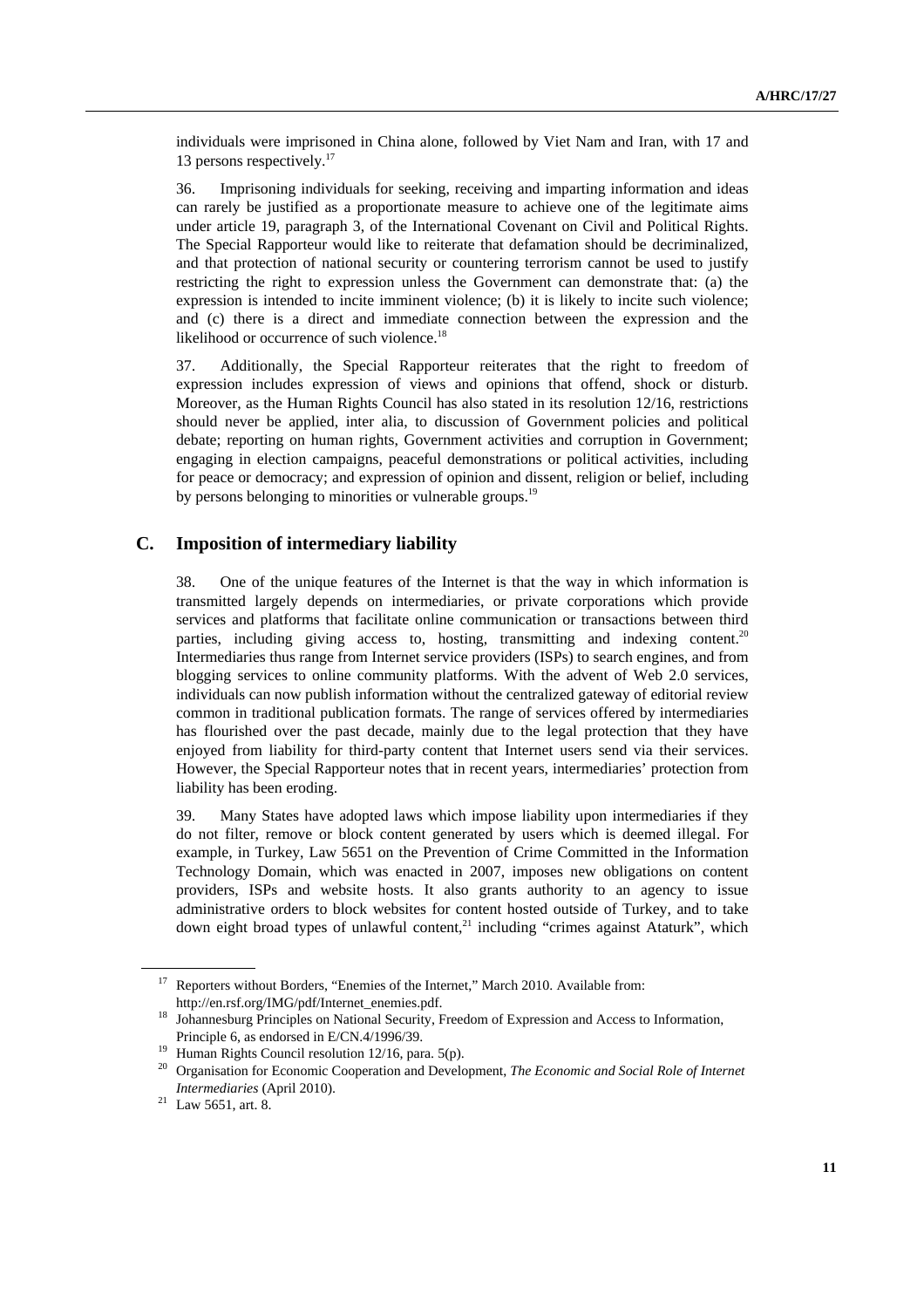individuals were imprisoned in China alone, followed by Viet Nam and Iran, with 17 and 13 persons respectively.[17]

36. Imprisoning individuals for seeking, receiving and imparting information and ideas can rarely be justified as a proportionate measure to achieve one of the legitimate aims under article 19, paragraph 3, of the International Covenant on Civil and Political Rights. The Special Rapporteur would like to reiterate that defamation should be decriminalized, and that protection of national security or countering terrorism cannot be used to justify restricting the right to expression unless the Government can demonstrate that: (a) the expression is intended to incite imminent violence; (b) it is likely to incite such violence; and (c) there is a direct and immediate connection between the expression and the likelihood or occurrence of such violence.[18]

37. Additionally, the Special Rapporteur reiterates that the right to freedom of expression includes expression of views and opinions that offend, shock or disturb. Moreover, as the Human Rights Council has also stated in its resolution 12/16, restrictions should never be applied, inter alia, to discussion of Government policies and political debate; reporting on human rights, Government activities and corruption in Government; engaging in election campaigns, peaceful demonstrations or political activities, including for peace or democracy; and expression of opinion and dissent, religion or belief, including by persons belonging to minorities or vulnerable groups.[19]

## C. Imposition of intermediary liability

38. One of the unique features of the Internet is that the way in which information is transmitted largely depends on intermediaries, or private corporations which provide services and platforms that facilitate online communication or transactions between third parties, including giving access to, hosting, transmitting and indexing content.[20] Intermediaries thus range from Internet service providers (ISPs) to search engines, and from blogging services to online community platforms. With the advent of Web 2.0 services, individuals can now publish information without the centralized gateway of editorial review common in traditional publication formats. The range of services offered by intermediaries has flourished over the past decade, mainly due to the legal protection that they have enjoyed from liability for third-party content that Internet users send via their services. However, the Special Rapporteur notes that in recent years, intermediaries' protection from liability has been eroding.

39. Many States have adopted laws which impose liability upon intermediaries if they do not filter, remove or block content generated by users which is deemed illegal. For example, in Turkey, Law 5651 on the Prevention of Crime Committed in the Information Technology Domain, which was enacted in 2007, imposes new obligations on content providers, ISPs and website hosts. It also grants authority to an agency to issue administrative orders to block websites for content hosted outside of Turkey, and to take down eight broad types of unlawful content,[21] including "crimes against Ataturk", which

---

[17] Reporters without Borders, "Enemies of the Internet," March 2010. Available from: http://en.rsf.org/IMG/pdf/Internet_enemies.pdf.

[18] Johannesburg Principles on National Security, Freedom of Expression and Access to Information, Principle 6, as endorsed in E/CN.4/1996/39.

[19] Human Rights Council resolution 12/16, para. 5(p).

[20] Organisation for Economic Cooperation and Development, *The Economic and Social Role of Internet Intermediaries* (April 2010).

[21] Law 5651, art. 8.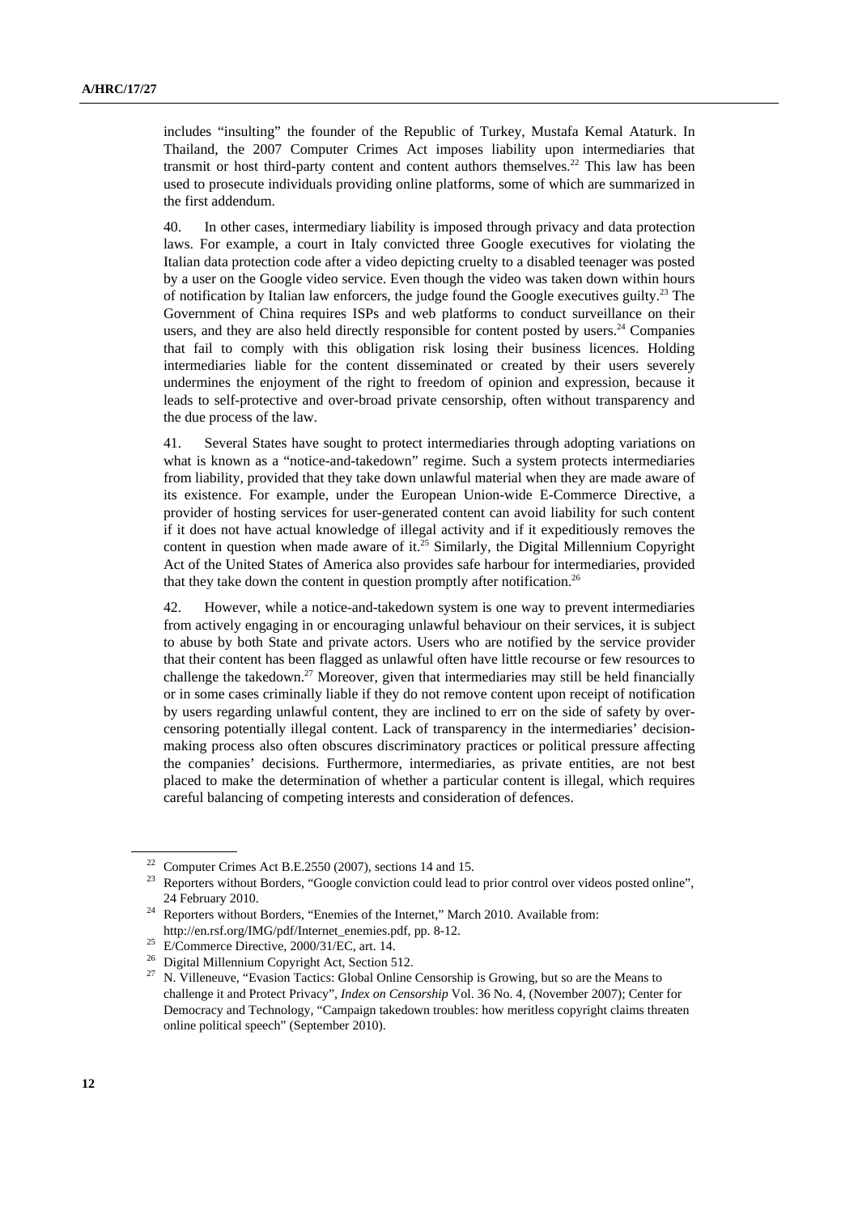includes "insulting" the founder of the Republic of Turkey, Mustafa Kemal Ataturk. In Thailand, the 2007 Computer Crimes Act imposes liability upon intermediaries that transmit or host third-party content and content authors themselves.[22] This law has been used to prosecute individuals providing online platforms, some of which are summarized in the first addendum.

40. In other cases, intermediary liability is imposed through privacy and data protection laws. For example, a court in Italy convicted three Google executives for violating the Italian data protection code after a video depicting cruelty to a disabled teenager was posted by a user on the Google video service. Even though the video was taken down within hours of notification by Italian law enforcers, the judge found the Google executives guilty.[23] The Government of China requires ISPs and web platforms to conduct surveillance on their users, and they are also held directly responsible for content posted by users.[24] Companies that fail to comply with this obligation risk losing their business licences. Holding intermediaries liable for the content disseminated or created by their users severely undermines the enjoyment of the right to freedom of opinion and expression, because it leads to self-protective and over-broad private censorship, often without transparency and the due process of the law.

41. Several States have sought to protect intermediaries through adopting variations on what is known as a "notice-and-takedown" regime. Such a system protects intermediaries from liability, provided that they take down unlawful material when they are made aware of its existence. For example, under the European Union-wide E-Commerce Directive, a provider of hosting services for user-generated content can avoid liability for such content if it does not have actual knowledge of illegal activity and if it expeditiously removes the content in question when made aware of it.[25] Similarly, the Digital Millennium Copyright Act of the United States of America also provides safe harbour for intermediaries, provided that they take down the content in question promptly after notification.[26]

42. However, while a notice-and-takedown system is one way to prevent intermediaries from actively engaging in or encouraging unlawful behaviour on their services, it is subject to abuse by both State and private actors. Users who are notified by the service provider that their content has been flagged as unlawful often have little recourse or few resources to challenge the takedown.[27] Moreover, given that intermediaries may still be held financially or in some cases criminally liable if they do not remove content upon receipt of notification by users regarding unlawful content, they are inclined to err on the side of safety by over-censoring potentially illegal content. Lack of transparency in the intermediaries' decision-making process also often obscures discriminatory practices or political pressure affecting the companies' decisions. Furthermore, intermediaries, as private entities, are not best placed to make the determination of whether a particular content is illegal, which requires careful balancing of competing interests and consideration of defences.

---

[22] Computer Crimes Act B.E.2550 (2007), sections 14 and 15.

[23] Reporters without Borders, "Google conviction could lead to prior control over videos posted online", 24 February 2010.

[24] Reporters without Borders, "Enemies of the Internet," March 2010. Available from: http://en.rsf.org/IMG/pdf/Internet_enemies.pdf, pp. 8-12.

[25] E/Commerce Directive, 2000/31/EC, art. 14.

[26] Digital Millennium Copyright Act, Section 512.

[27] N. Villeneuve, "Evasion Tactics: Global Online Censorship is Growing, but so are the Means to challenge it and Protect Privacy", *Index on Censorship* Vol. 36 No. 4, (November 2007); Center for Democracy and Technology, "Campaign takedown troubles: how meritless copyright claims threaten online political speech" (September 2010).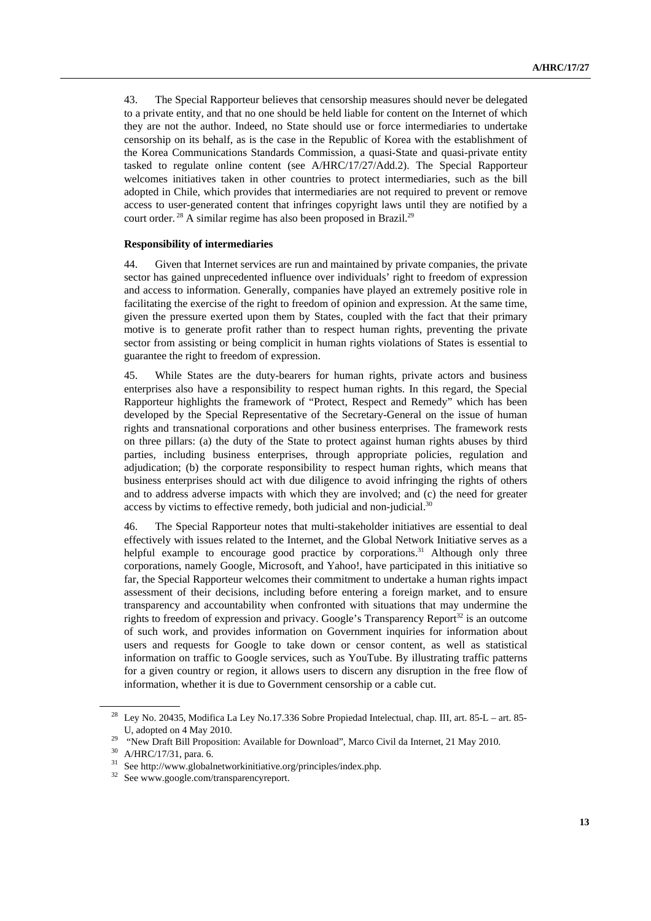43. The Special Rapporteur believes that censorship measures should never be delegated to a private entity, and that no one should be held liable for content on the Internet of which they are not the author. Indeed, no State should use or force intermediaries to undertake censorship on its behalf, as is the case in the Republic of Korea with the establishment of the Korea Communications Standards Commission, a quasi-State and quasi-private entity tasked to regulate online content (see A/HRC/17/27/Add.2). The Special Rapporteur welcomes initiatives taken in other countries to protect intermediaries, such as the bill adopted in Chile, which provides that intermediaries are not required to prevent or remove access to user-generated content that infringes copyright laws until they are notified by a court order.[28] A similar regime has also been proposed in Brazil.[29]

**Responsibility of intermediaries**

44. Given that Internet services are run and maintained by private companies, the private sector has gained unprecedented influence over individuals' right to freedom of expression and access to information. Generally, companies have played an extremely positive role in facilitating the exercise of the right to freedom of opinion and expression. At the same time, given the pressure exerted upon them by States, coupled with the fact that their primary motive is to generate profit rather than to respect human rights, preventing the private sector from assisting or being complicit in human rights violations of States is essential to guarantee the right to freedom of expression.

45. While States are the duty-bearers for human rights, private actors and business enterprises also have a responsibility to respect human rights. In this regard, the Special Rapporteur highlights the framework of "Protect, Respect and Remedy" which has been developed by the Special Representative of the Secretary-General on the issue of human rights and transnational corporations and other business enterprises. The framework rests on three pillars: (a) the duty of the State to protect against human rights abuses by third parties, including business enterprises, through appropriate policies, regulation and adjudication; (b) the corporate responsibility to respect human rights, which means that business enterprises should act with due diligence to avoid infringing the rights of others and to address adverse impacts with which they are involved; and (c) the need for greater access by victims to effective remedy, both judicial and non-judicial.[30]

46. The Special Rapporteur notes that multi-stakeholder initiatives are essential to deal effectively with issues related to the Internet, and the Global Network Initiative serves as a helpful example to encourage good practice by corporations.[31] Although only three corporations, namely Google, Microsoft, and Yahoo!, have participated in this initiative so far, the Special Rapporteur welcomes their commitment to undertake a human rights impact assessment of their decisions, including before entering a foreign market, and to ensure transparency and accountability when confronted with situations that may undermine the rights to freedom of expression and privacy. Google's Transparency Report[32] is an outcome of such work, and provides information on Government inquiries for information about users and requests for Google to take down or censor content, as well as statistical information on traffic to Google services, such as YouTube. By illustrating traffic patterns for a given country or region, it allows users to discern any disruption in the free flow of information, whether it is due to Government censorship or a cable cut.

---

[28] Ley No. 20435, Modifica La Ley No.17.336 Sobre Propiedad Intelectual, chap. III, art. 85-L – art. 85-U, adopted on 4 May 2010.

[29] "New Draft Bill Proposition: Available for Download", Marco Civil da Internet, 21 May 2010.

[30] A/HRC/17/31, para. 6.

[31] See http://www.globalnetworkinitiative.org/principles/index.php.

[32] See www.google.com/transparencyreport.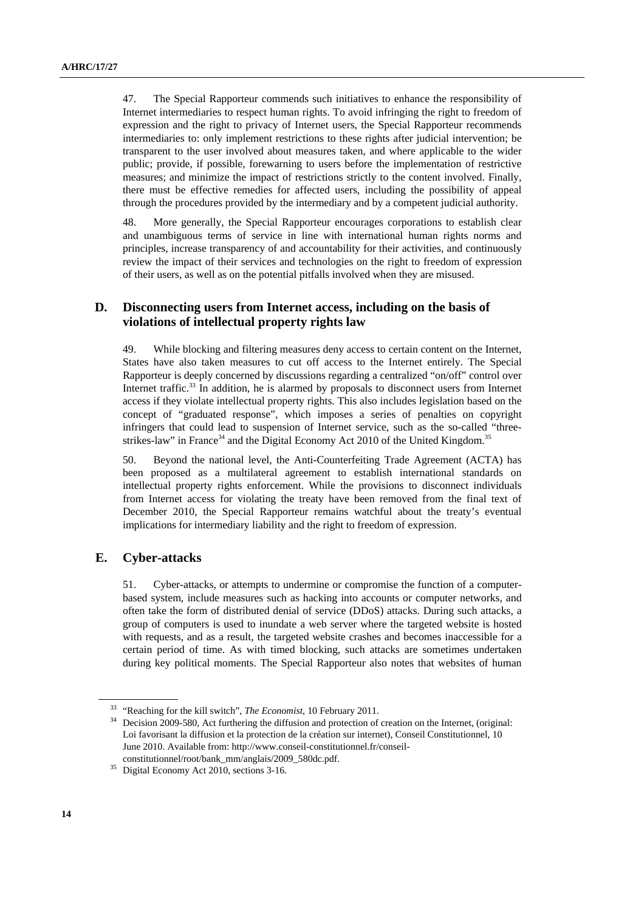47. The Special Rapporteur commends such initiatives to enhance the responsibility of Internet intermediaries to respect human rights. To avoid infringing the right to freedom of expression and the right to privacy of Internet users, the Special Rapporteur recommends intermediaries to: only implement restrictions to these rights after judicial intervention; be transparent to the user involved about measures taken, and where applicable to the wider public; provide, if possible, forewarning to users before the implementation of restrictive measures; and minimize the impact of restrictions strictly to the content involved. Finally, there must be effective remedies for affected users, including the possibility of appeal through the procedures provided by the intermediary and by a competent judicial authority.

48. More generally, the Special Rapporteur encourages corporations to establish clear and unambiguous terms of service in line with international human rights norms and principles, increase transparency of and accountability for their activities, and continuously review the impact of their services and technologies on the right to freedom of expression of their users, as well as on the potential pitfalls involved when they are misused.

## D. Disconnecting users from Internet access, including on the basis of violations of intellectual property rights law

49. While blocking and filtering measures deny access to certain content on the Internet, States have also taken measures to cut off access to the Internet entirely. The Special Rapporteur is deeply concerned by discussions regarding a centralized "on/off" control over Internet traffic.[33] In addition, he is alarmed by proposals to disconnect users from Internet access if they violate intellectual property rights. This also includes legislation based on the concept of "graduated response", which imposes a series of penalties on copyright infringers that could lead to suspension of Internet service, such as the so-called "three-strikes-law" in France[34] and the Digital Economy Act 2010 of the United Kingdom.[35]

50. Beyond the national level, the Anti-Counterfeiting Trade Agreement (ACTA) has been proposed as a multilateral agreement to establish international standards on intellectual property rights enforcement. While the provisions to disconnect individuals from Internet access for violating the treaty have been removed from the final text of December 2010, the Special Rapporteur remains watchful about the treaty's eventual implications for intermediary liability and the right to freedom of expression.

## E. Cyber-attacks

51. Cyber-attacks, or attempts to undermine or compromise the function of a computer-based system, include measures such as hacking into accounts or computer networks, and often take the form of distributed denial of service (DDoS) attacks. During such attacks, a group of computers is used to inundate a web server where the targeted website is hosted with requests, and as a result, the targeted website crashes and becomes inaccessible for a certain period of time. As with timed blocking, such attacks are sometimes undertaken during key political moments. The Special Rapporteur also notes that websites of human

---

[33] "Reaching for the kill switch", *The Economist*, 10 February 2011.

[34] Decision 2009-580, Act furthering the diffusion and protection of creation on the Internet, (original: Loi favorisant la diffusion et la protection de la création sur internet), Conseil Constitutionnel, 10 June 2010. Available from: http://www.conseil-constitutionnel.fr/conseil-constitutionnel/root/bank_mm/anglais/2009_580dc.pdf.

[35] Digital Economy Act 2010, sections 3-16.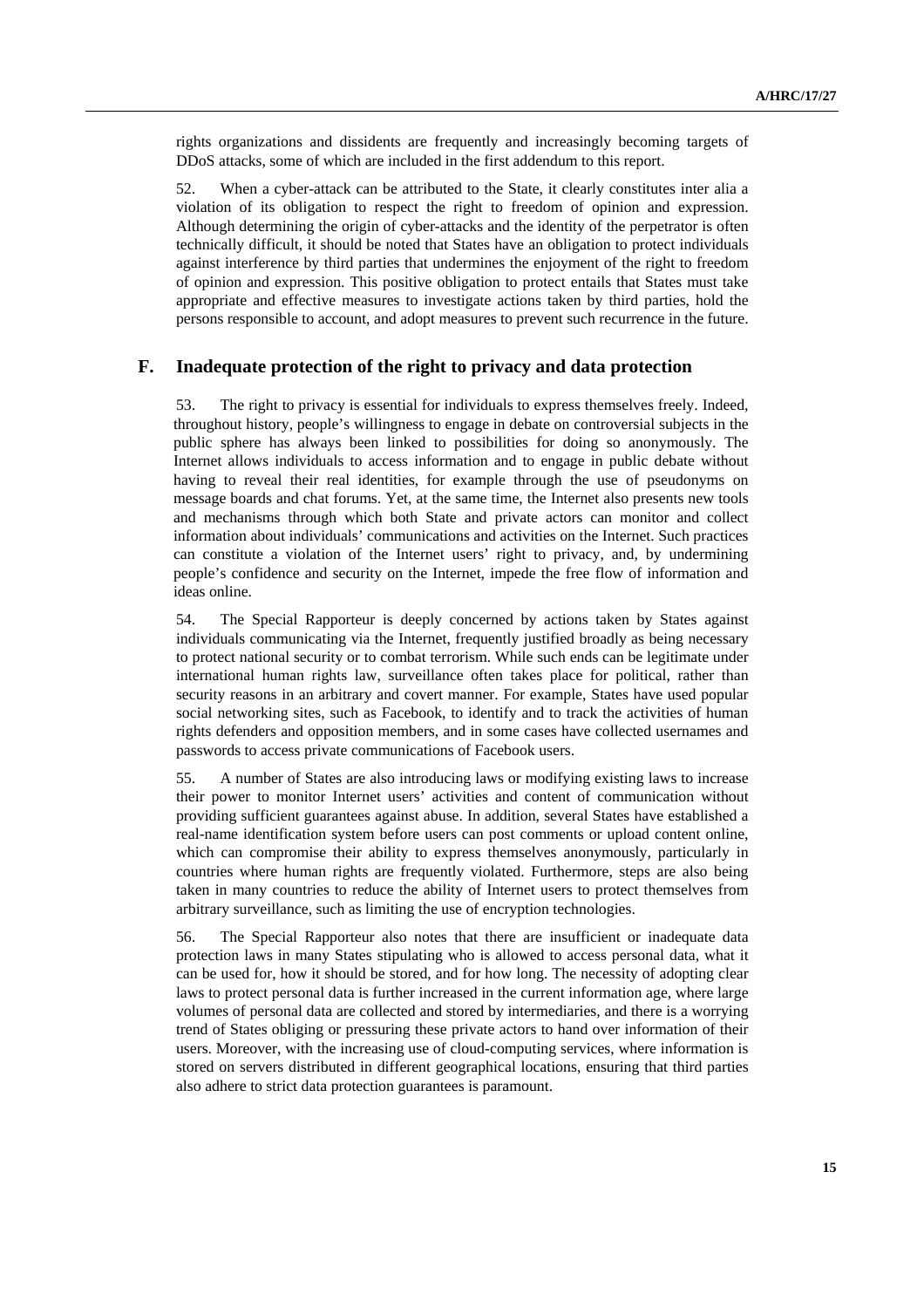rights organizations and dissidents are frequently and increasingly becoming targets of DDoS attacks, some of which are included in the first addendum to this report.

52. When a cyber-attack can be attributed to the State, it clearly constitutes inter alia a violation of its obligation to respect the right to freedom of opinion and expression. Although determining the origin of cyber-attacks and the identity of the perpetrator is often technically difficult, it should be noted that States have an obligation to protect individuals against interference by third parties that undermines the enjoyment of the right to freedom of opinion and expression. This positive obligation to protect entails that States must take appropriate and effective measures to investigate actions taken by third parties, hold the persons responsible to account, and adopt measures to prevent such recurrence in the future.

## F. Inadequate protection of the right to privacy and data protection

53. The right to privacy is essential for individuals to express themselves freely. Indeed, throughout history, people's willingness to engage in debate on controversial subjects in the public sphere has always been linked to possibilities for doing so anonymously. The Internet allows individuals to access information and to engage in public debate without having to reveal their real identities, for example through the use of pseudonyms on message boards and chat forums. Yet, at the same time, the Internet also presents new tools and mechanisms through which both State and private actors can monitor and collect information about individuals' communications and activities on the Internet. Such practices can constitute a violation of the Internet users' right to privacy, and, by undermining people's confidence and security on the Internet, impede the free flow of information and ideas online.

54. The Special Rapporteur is deeply concerned by actions taken by States against individuals communicating via the Internet, frequently justified broadly as being necessary to protect national security or to combat terrorism. While such ends can be legitimate under international human rights law, surveillance often takes place for political, rather than security reasons in an arbitrary and covert manner. For example, States have used popular social networking sites, such as Facebook, to identify and to track the activities of human rights defenders and opposition members, and in some cases have collected usernames and passwords to access private communications of Facebook users.

55. A number of States are also introducing laws or modifying existing laws to increase their power to monitor Internet users' activities and content of communication without providing sufficient guarantees against abuse. In addition, several States have established a real-name identification system before users can post comments or upload content online, which can compromise their ability to express themselves anonymously, particularly in countries where human rights are frequently violated. Furthermore, steps are also being taken in many countries to reduce the ability of Internet users to protect themselves from arbitrary surveillance, such as limiting the use of encryption technologies.

56. The Special Rapporteur also notes that there are insufficient or inadequate data protection laws in many States stipulating who is allowed to access personal data, what it can be used for, how it should be stored, and for how long. The necessity of adopting clear laws to protect personal data is further increased in the current information age, where large volumes of personal data are collected and stored by intermediaries, and there is a worrying trend of States obliging or pressuring these private actors to hand over information of their users. Moreover, with the increasing use of cloud-computing services, where information is stored on servers distributed in different geographical locations, ensuring that third parties also adhere to strict data protection guarantees is paramount.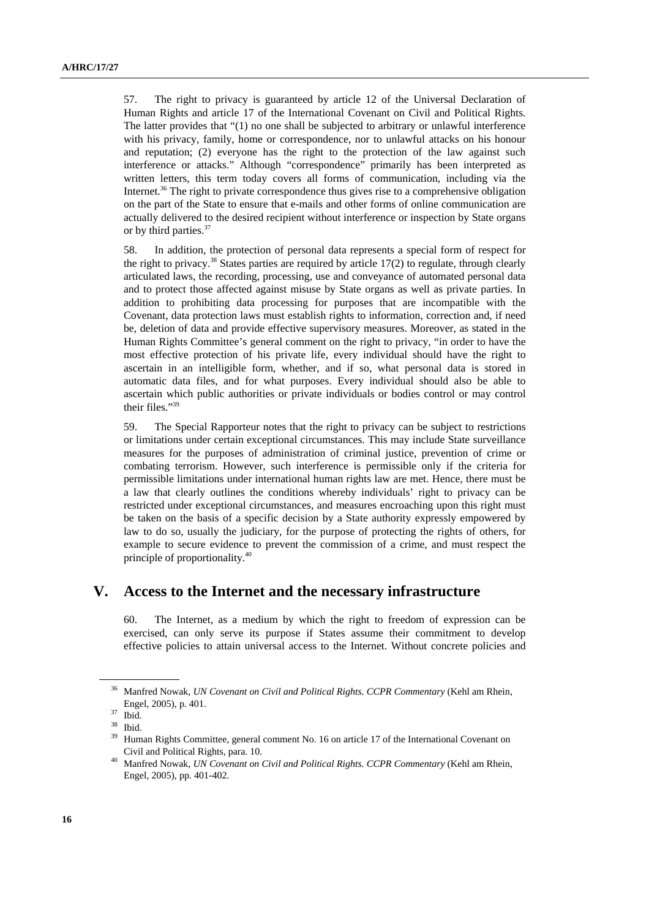57. The right to privacy is guaranteed by article 12 of the Universal Declaration of Human Rights and article 17 of the International Covenant on Civil and Political Rights. The latter provides that "(1) no one shall be subjected to arbitrary or unlawful interference with his privacy, family, home or correspondence, nor to unlawful attacks on his honour and reputation; (2) everyone has the right to the protection of the law against such interference or attacks." Although "correspondence" primarily has been interpreted as written letters, this term today covers all forms of communication, including via the Internet.[36] The right to private correspondence thus gives rise to a comprehensive obligation on the part of the State to ensure that e-mails and other forms of online communication are actually delivered to the desired recipient without interference or inspection by State organs or by third parties.[37]

58. In addition, the protection of personal data represents a special form of respect for the right to privacy.[38] States parties are required by article 17(2) to regulate, through clearly articulated laws, the recording, processing, use and conveyance of automated personal data and to protect those affected against misuse by State organs as well as private parties. In addition to prohibiting data processing for purposes that are incompatible with the Covenant, data protection laws must establish rights to information, correction and, if need be, deletion of data and provide effective supervisory measures. Moreover, as stated in the Human Rights Committee's general comment on the right to privacy, "in order to have the most effective protection of his private life, every individual should have the right to ascertain in an intelligible form, whether, and if so, what personal data is stored in automatic data files, and for what purposes. Every individual should also be able to ascertain which public authorities or private individuals or bodies control or may control their files."[39]

59. The Special Rapporteur notes that the right to privacy can be subject to restrictions or limitations under certain exceptional circumstances. This may include State surveillance measures for the purposes of administration of criminal justice, prevention of crime or combating terrorism. However, such interference is permissible only if the criteria for permissible limitations under international human rights law are met. Hence, there must be a law that clearly outlines the conditions whereby individuals' right to privacy can be restricted under exceptional circumstances, and measures encroaching upon this right must be taken on the basis of a specific decision by a State authority expressly empowered by law to do so, usually the judiciary, for the purpose of protecting the rights of others, for example to secure evidence to prevent the commission of a crime, and must respect the principle of proportionality.[40]

## V. Access to the Internet and the necessary infrastructure

60. The Internet, as a medium by which the right to freedom of expression can be exercised, can only serve its purpose if States assume their commitment to develop effective policies to attain universal access to the Internet. Without concrete policies and

---

[36] Manfred Nowak, *UN Covenant on Civil and Political Rights. CCPR Commentary* (Kehl am Rhein, Engel, 2005), p. 401.

[37] Ibid.

[38] Ibid.

[39] Human Rights Committee, general comment No. 16 on article 17 of the International Covenant on Civil and Political Rights, para. 10.

[40] Manfred Nowak, *UN Covenant on Civil and Political Rights. CCPR Commentary* (Kehl am Rhein, Engel, 2005), pp. 401-402.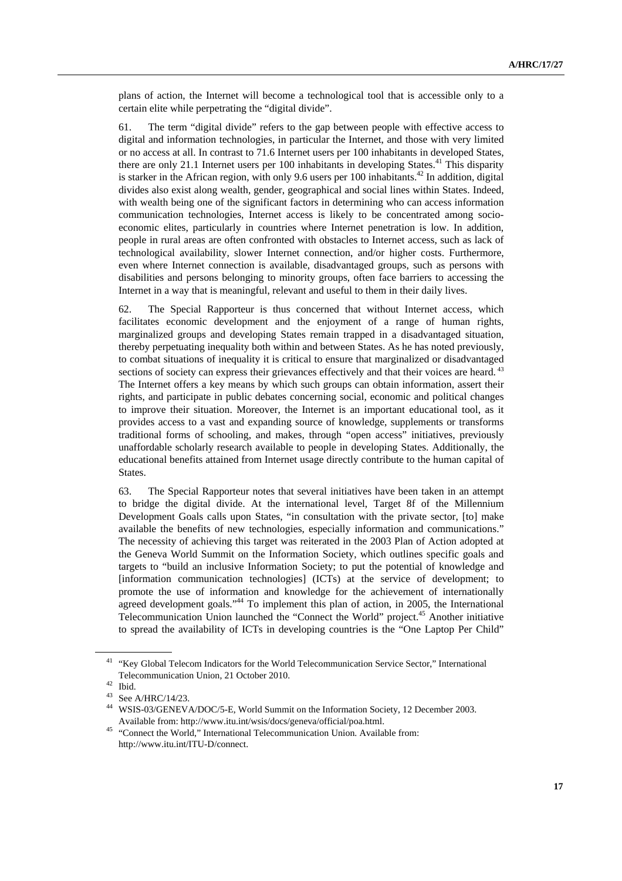plans of action, the Internet will become a technological tool that is accessible only to a certain elite while perpetrating the "digital divide".

61. The term "digital divide" refers to the gap between people with effective access to digital and information technologies, in particular the Internet, and those with very limited or no access at all. In contrast to 71.6 Internet users per 100 inhabitants in developed States, there are only 21.1 Internet users per 100 inhabitants in developing States.[41] This disparity is starker in the African region, with only 9.6 users per 100 inhabitants.[42] In addition, digital divides also exist along wealth, gender, geographical and social lines within States. Indeed, with wealth being one of the significant factors in determining who can access information communication technologies, Internet access is likely to be concentrated among socio-economic elites, particularly in countries where Internet penetration is low. In addition, people in rural areas are often confronted with obstacles to Internet access, such as lack of technological availability, slower Internet connection, and/or higher costs. Furthermore, even where Internet connection is available, disadvantaged groups, such as persons with disabilities and persons belonging to minority groups, often face barriers to accessing the Internet in a way that is meaningful, relevant and useful to them in their daily lives.

62. The Special Rapporteur is thus concerned that without Internet access, which facilitates economic development and the enjoyment of a range of human rights, marginalized groups and developing States remain trapped in a disadvantaged situation, thereby perpetuating inequality both within and between States. As he has noted previously, to combat situations of inequality it is critical to ensure that marginalized or disadvantaged sections of society can express their grievances effectively and that their voices are heard.[43] The Internet offers a key means by which such groups can obtain information, assert their rights, and participate in public debates concerning social, economic and political changes to improve their situation. Moreover, the Internet is an important educational tool, as it provides access to a vast and expanding source of knowledge, supplements or transforms traditional forms of schooling, and makes, through "open access" initiatives, previously unaffordable scholarly research available to people in developing States. Additionally, the educational benefits attained from Internet usage directly contribute to the human capital of States.

63. The Special Rapporteur notes that several initiatives have been taken in an attempt to bridge the digital divide. At the international level, Target 8f of the Millennium Development Goals calls upon States, "in consultation with the private sector, [to] make available the benefits of new technologies, especially information and communications." The necessity of achieving this target was reiterated in the 2003 Plan of Action adopted at the Geneva World Summit on the Information Society, which outlines specific goals and targets to "build an inclusive Information Society; to put the potential of knowledge and [information communication technologies] (ICTs) at the service of development; to promote the use of information and knowledge for the achievement of internationally agreed development goals."[44] To implement this plan of action, in 2005, the International Telecommunication Union launched the "Connect the World" project.[45] Another initiative to spread the availability of ICTs in developing countries is the "One Laptop Per Child"

---

[41] "Key Global Telecom Indicators for the World Telecommunication Service Sector," International Telecommunication Union, 21 October 2010.

[42] Ibid.

[43] See A/HRC/14/23.

[44] WSIS-03/GENEVA/DOC/5-E, World Summit on the Information Society, 12 December 2003. Available from: http://www.itu.int/wsis/docs/geneva/official/poa.html.

[45] "Connect the World," International Telecommunication Union. Available from: http://www.itu.int/ITU-D/connect.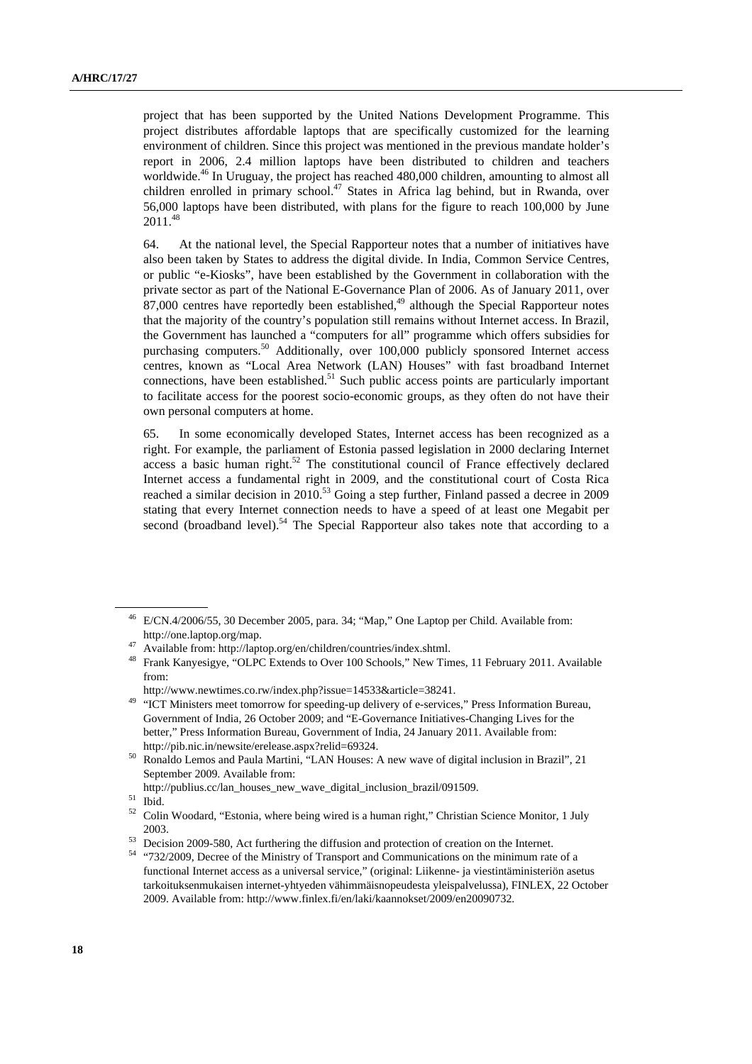project that has been supported by the United Nations Development Programme. This project distributes affordable laptops that are specifically customized for the learning environment of children. Since this project was mentioned in the previous mandate holder's report in 2006, 2.4 million laptops have been distributed to children and teachers worldwide.[46] In Uruguay, the project has reached 480,000 children, amounting to almost all children enrolled in primary school.[47] States in Africa lag behind, but in Rwanda, over 56,000 laptops have been distributed, with plans for the figure to reach 100,000 by June 2011.[48]

64. At the national level, the Special Rapporteur notes that a number of initiatives have also been taken by States to address the digital divide. In India, Common Service Centres, or public "e-Kiosks", have been established by the Government in collaboration with the private sector as part of the National E-Governance Plan of 2006. As of January 2011, over 87,000 centres have reportedly been established,[49] although the Special Rapporteur notes that the majority of the country's population still remains without Internet access. In Brazil, the Government has launched a "computers for all" programme which offers subsidies for purchasing computers.[50] Additionally, over 100,000 publicly sponsored Internet access centres, known as "Local Area Network (LAN) Houses" with fast broadband Internet connections, have been established.[51] Such public access points are particularly important to facilitate access for the poorest socio-economic groups, as they often do not have their own personal computers at home.

65. In some economically developed States, Internet access has been recognized as a right. For example, the parliament of Estonia passed legislation in 2000 declaring Internet access a basic human right.[52] The constitutional council of France effectively declared Internet access a fundamental right in 2009, and the constitutional court of Costa Rica reached a similar decision in 2010.[53] Going a step further, Finland passed a decree in 2009 stating that every Internet connection needs to have a speed of at least one Megabit per second (broadband level).[54] The Special Rapporteur also takes note that according to a

---

[46] E/CN.4/2006/55, 30 December 2005, para. 34; "Map," One Laptop per Child. Available from: http://one.laptop.org/map.

[47] Available from: http://laptop.org/en/children/countries/index.shtml.

[48] Frank Kanyesigye, "OLPC Extends to Over 100 Schools," New Times, 11 February 2011. Available from: http://www.newtimes.co.rw/index.php?issue=14533&article=38241.

[49] "ICT Ministers meet tomorrow for speeding-up delivery of e-services," Press Information Bureau, Government of India, 26 October 2009; and "E-Governance Initiatives-Changing Lives for the better," Press Information Bureau, Government of India, 24 January 2011. Available from: http://pib.nic.in/newsite/erelease.aspx?relid=69324.

[50] Ronaldo Lemos and Paula Martini, "LAN Houses: A new wave of digital inclusion in Brazil", 21 September 2009. Available from: http://publius.cc/lan_houses_new_wave_digital_inclusion_brazil/091509.

[51] Ibid.

[52] Colin Woodard, "Estonia, where being wired is a human right," Christian Science Monitor, 1 July 2003.

[53] Decision 2009-580, Act furthering the diffusion and protection of creation on the Internet.

[54] "732/2009, Decree of the Ministry of Transport and Communications on the minimum rate of a functional Internet access as a universal service," (original: Liikenne- ja viestintäministeriön asetus tarkoituksenmukaisen internet-yhteyden vähimmäisnopeudesta yleispalvelussa), FINLEX, 22 October 2009. Available from: http://www.finlex.fi/en/laki/kaannokset/2009/en20090732.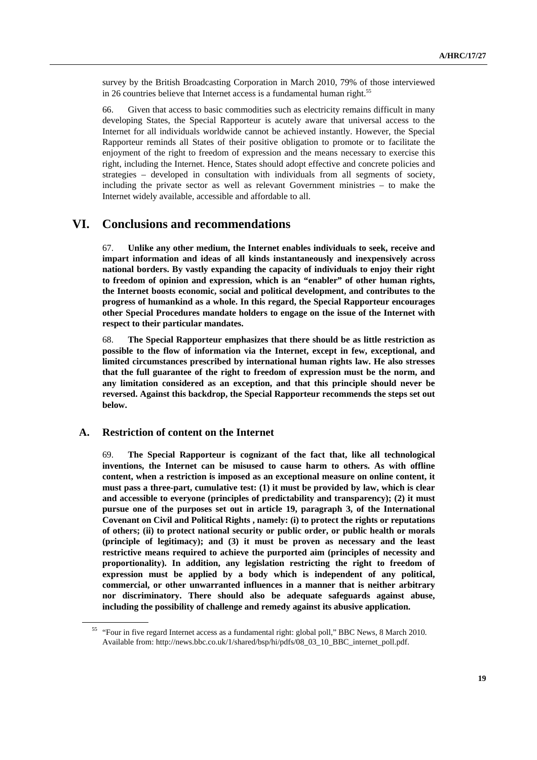survey by the British Broadcasting Corporation in March 2010, 79% of those interviewed in 26 countries believe that Internet access is a fundamental human right.[55]

66. Given that access to basic commodities such as electricity remains difficult in many developing States, the Special Rapporteur is acutely aware that universal access to the Internet for all individuals worldwide cannot be achieved instantly. However, the Special Rapporteur reminds all States of their positive obligation to promote or to facilitate the enjoyment of the right to freedom of expression and the means necessary to exercise this right, including the Internet. Hence, States should adopt effective and concrete policies and strategies – developed in consultation with individuals from all segments of society, including the private sector as well as relevant Government ministries – to make the Internet widely available, accessible and affordable to all.

# VI. Conclusions and recommendations

67. **Unlike any other medium, the Internet enables individuals to seek, receive and impart information and ideas of all kinds instantaneously and inexpensively across national borders. By vastly expanding the capacity of individuals to enjoy their right to freedom of opinion and expression, which is an "enabler" of other human rights, the Internet boosts economic, social and political development, and contributes to the progress of humankind as a whole. In this regard, the Special Rapporteur encourages other Special Procedures mandate holders to engage on the issue of the Internet with respect to their particular mandates.**

68. **The Special Rapporteur emphasizes that there should be as little restriction as possible to the flow of information via the Internet, except in few, exceptional, and limited circumstances prescribed by international human rights law. He also stresses that the full guarantee of the right to freedom of expression must be the norm, and any limitation considered as an exception, and that this principle should never be reversed. Against this backdrop, the Special Rapporteur recommends the steps set out below.**

## A. Restriction of content on the Internet

69. **The Special Rapporteur is cognizant of the fact that, like all technological inventions, the Internet can be misused to cause harm to others. As with offline content, when a restriction is imposed as an exceptional measure on online content, it must pass a three-part, cumulative test: (1) it must be provided by law, which is clear and accessible to everyone (principles of predictability and transparency); (2) it must pursue one of the purposes set out in article 19, paragraph 3, of the International Covenant on Civil and Political Rights , namely: (i) to protect the rights or reputations of others; (ii) to protect national security or public order, or public health or morals (principle of legitimacy); and (3) it must be proven as necessary and the least restrictive means required to achieve the purported aim (principles of necessity and proportionality). In addition, any legislation restricting the right to freedom of expression must be applied by a body which is independent of any political, commercial, or other unwarranted influences in a manner that is neither arbitrary nor discriminatory. There should also be adequate safeguards against abuse, including the possibility of challenge and remedy against its abusive application.**

[55] "Four in five regard Internet access as a fundamental right: global poll," BBC News, 8 March 2010. Available from: http://news.bbc.co.uk/1/shared/bsp/hi/pdfs/08_03_10_BBC_internet_poll.pdf.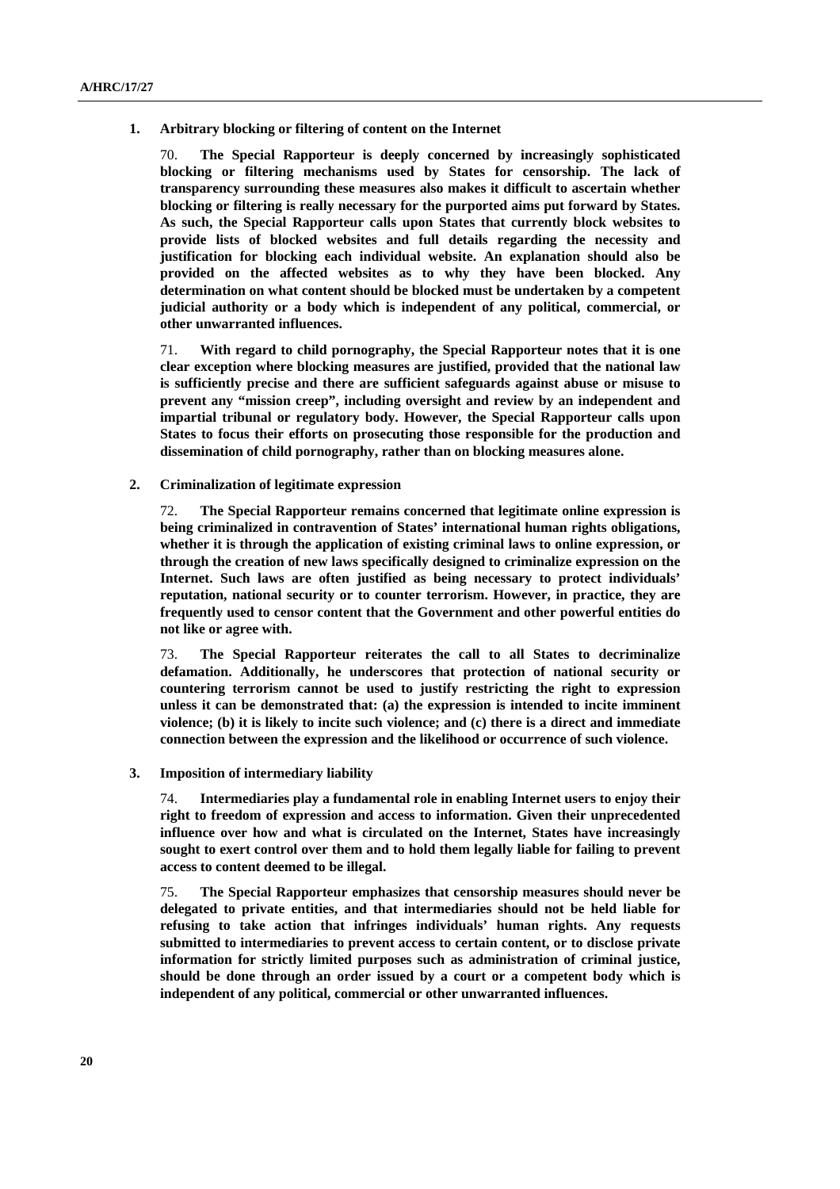### 1. Arbitrary blocking or filtering of content on the Internet

70. **The Special Rapporteur is deeply concerned by increasingly sophisticated blocking or filtering mechanisms used by States for censorship. The lack of transparency surrounding these measures also makes it difficult to ascertain whether blocking or filtering is really necessary for the purported aims put forward by States. As such, the Special Rapporteur calls upon States that currently block websites to provide lists of blocked websites and full details regarding the necessity and justification for blocking each individual website. An explanation should also be provided on the affected websites as to why they have been blocked. Any determination on what content should be blocked must be undertaken by a competent judicial authority or a body which is independent of any political, commercial, or other unwarranted influences.**

71. **With regard to child pornography, the Special Rapporteur notes that it is one clear exception where blocking measures are justified, provided that the national law is sufficiently precise and there are sufficient safeguards against abuse or misuse to prevent any "mission creep", including oversight and review by an independent and impartial tribunal or regulatory body. However, the Special Rapporteur calls upon States to focus their efforts on prosecuting those responsible for the production and dissemination of child pornography, rather than on blocking measures alone.**

### 2. Criminalization of legitimate expression

72. **The Special Rapporteur remains concerned that legitimate online expression is being criminalized in contravention of States' international human rights obligations, whether it is through the application of existing criminal laws to online expression, or through the creation of new laws specifically designed to criminalize expression on the Internet. Such laws are often justified as being necessary to protect individuals' reputation, national security or to counter terrorism. However, in practice, they are frequently used to censor content that the Government and other powerful entities do not like or agree with.**

73. **The Special Rapporteur reiterates the call to all States to decriminalize defamation. Additionally, he underscores that protection of national security or countering terrorism cannot be used to justify restricting the right to expression unless it can be demonstrated that: (a) the expression is intended to incite imminent violence; (b) it is likely to incite such violence; and (c) there is a direct and immediate connection between the expression and the likelihood or occurrence of such violence.**

### 3. Imposition of intermediary liability

74. **Intermediaries play a fundamental role in enabling Internet users to enjoy their right to freedom of expression and access to information. Given their unprecedented influence over how and what is circulated on the Internet, States have increasingly sought to exert control over them and to hold them legally liable for failing to prevent access to content deemed to be illegal.**

75. **The Special Rapporteur emphasizes that censorship measures should never be delegated to private entities, and that intermediaries should not be held liable for refusing to take action that infringes individuals' human rights. Any requests submitted to intermediaries to prevent access to certain content, or to disclose private information for strictly limited purposes such as administration of criminal justice, should be done through an order issued by a court or a competent body which is independent of any political, commercial or other unwarranted influences.**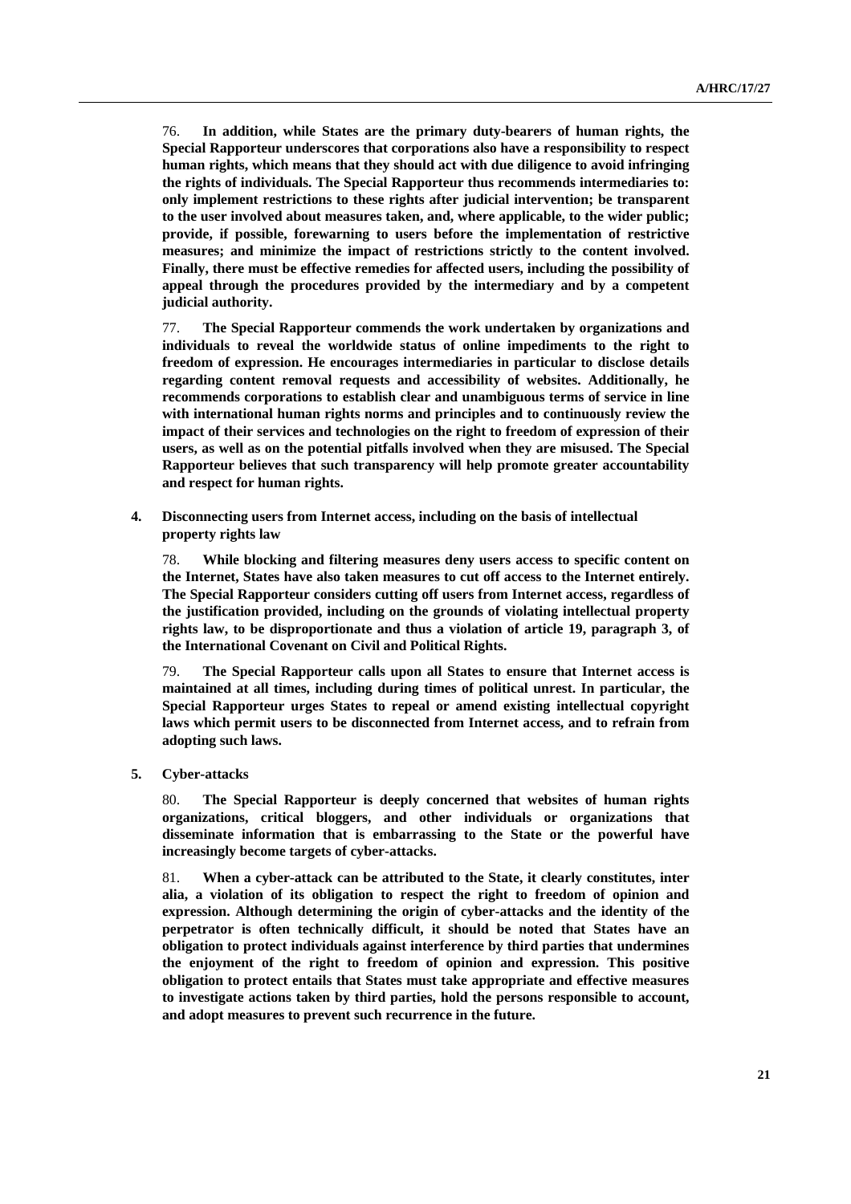76. **In addition, while States are the primary duty-bearers of human rights, the Special Rapporteur underscores that corporations also have a responsibility to respect human rights, which means that they should act with due diligence to avoid infringing the rights of individuals. The Special Rapporteur thus recommends intermediaries to: only implement restrictions to these rights after judicial intervention; be transparent to the user involved about measures taken, and, where applicable, to the wider public; provide, if possible, forewarning to users before the implementation of restrictive measures; and minimize the impact of restrictions strictly to the content involved. Finally, there must be effective remedies for affected users, including the possibility of appeal through the procedures provided by the intermediary and by a competent judicial authority.**

77. **The Special Rapporteur commends the work undertaken by organizations and individuals to reveal the worldwide status of online impediments to the right to freedom of expression. He encourages intermediaries in particular to disclose details regarding content removal requests and accessibility of websites. Additionally, he recommends corporations to establish clear and unambiguous terms of service in line with international human rights norms and principles and to continuously review the impact of their services and technologies on the right to freedom of expression of their users, as well as on the potential pitfalls involved when they are misused. The Special Rapporteur believes that such transparency will help promote greater accountability and respect for human rights.**

### 4. Disconnecting users from Internet access, including on the basis of intellectual property rights law

78. **While blocking and filtering measures deny users access to specific content on the Internet, States have also taken measures to cut off access to the Internet entirely. The Special Rapporteur considers cutting off users from Internet access, regardless of the justification provided, including on the grounds of violating intellectual property rights law, to be disproportionate and thus a violation of article 19, paragraph 3, of the International Covenant on Civil and Political Rights.**

79. **The Special Rapporteur calls upon all States to ensure that Internet access is maintained at all times, including during times of political unrest. In particular, the Special Rapporteur urges States to repeal or amend existing intellectual copyright laws which permit users to be disconnected from Internet access, and to refrain from adopting such laws.**

### 5. Cyber-attacks

80. **The Special Rapporteur is deeply concerned that websites of human rights organizations, critical bloggers, and other individuals or organizations that disseminate information that is embarrassing to the State or the powerful have increasingly become targets of cyber-attacks.**

81. **When a cyber-attack can be attributed to the State, it clearly constitutes, inter alia, a violation of its obligation to respect the right to freedom of opinion and expression. Although determining the origin of cyber-attacks and the identity of the perpetrator is often technically difficult, it should be noted that States have an obligation to protect individuals against interference by third parties that undermines the enjoyment of the right to freedom of opinion and expression. This positive obligation to protect entails that States must take appropriate and effective measures to investigate actions taken by third parties, hold the persons responsible to account, and adopt measures to prevent such recurrence in the future.**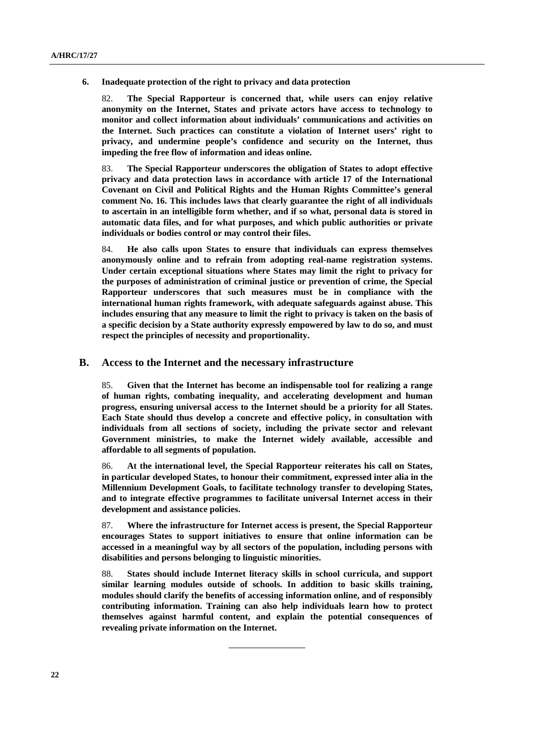### 6. Inadequate protection of the right to privacy and data protection

82. **The Special Rapporteur is concerned that, while users can enjoy relative anonymity on the Internet, States and private actors have access to technology to monitor and collect information about individuals' communications and activities on the Internet. Such practices can constitute a violation of Internet users' right to privacy, and undermine people's confidence and security on the Internet, thus impeding the free flow of information and ideas online.**

83. **The Special Rapporteur underscores the obligation of States to adopt effective privacy and data protection laws in accordance with article 17 of the International Covenant on Civil and Political Rights and the Human Rights Committee's general comment No. 16. This includes laws that clearly guarantee the right of all individuals to ascertain in an intelligible form whether, and if so what, personal data is stored in automatic data files, and for what purposes, and which public authorities or private individuals or bodies control or may control their files.**

84. **He also calls upon States to ensure that individuals can express themselves anonymously online and to refrain from adopting real-name registration systems. Under certain exceptional situations where States may limit the right to privacy for the purposes of administration of criminal justice or prevention of crime, the Special Rapporteur underscores that such measures must be in compliance with the international human rights framework, with adequate safeguards against abuse. This includes ensuring that any measure to limit the right to privacy is taken on the basis of a specific decision by a State authority expressly empowered by law to do so, and must respect the principles of necessity and proportionality.**

## B. Access to the Internet and the necessary infrastructure

85. **Given that the Internet has become an indispensable tool for realizing a range of human rights, combating inequality, and accelerating development and human progress, ensuring universal access to the Internet should be a priority for all States. Each State should thus develop a concrete and effective policy, in consultation with individuals from all sections of society, including the private sector and relevant Government ministries, to make the Internet widely available, accessible and affordable to all segments of population.**

86. **At the international level, the Special Rapporteur reiterates his call on States, in particular developed States, to honour their commitment, expressed inter alia in the Millennium Development Goals, to facilitate technology transfer to developing States, and to integrate effective programmes to facilitate universal Internet access in their development and assistance policies.**

87. **Where the infrastructure for Internet access is present, the Special Rapporteur encourages States to support initiatives to ensure that online information can be accessed in a meaningful way by all sectors of the population, including persons with disabilities and persons belonging to linguistic minorities.**

88. **States should include Internet literacy skills in school curricula, and support similar learning modules outside of schools. In addition to basic skills training, modules should clarify the benefits of accessing information online, and of responsibly contributing information. Training can also help individuals learn how to protect themselves against harmful content, and explain the potential consequences of revealing private information on the Internet.**